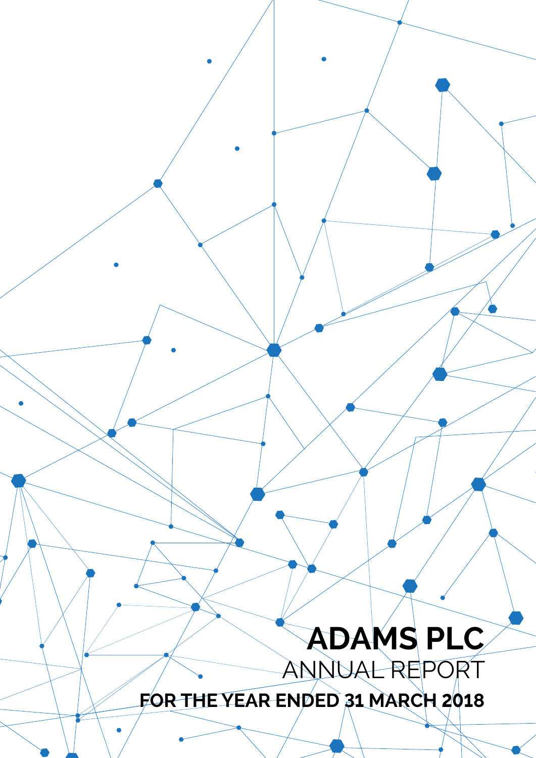# ADAMS PLC

ANNUAL REPORT

**FOR THE YEAR ENDED 31 MARCH 2018**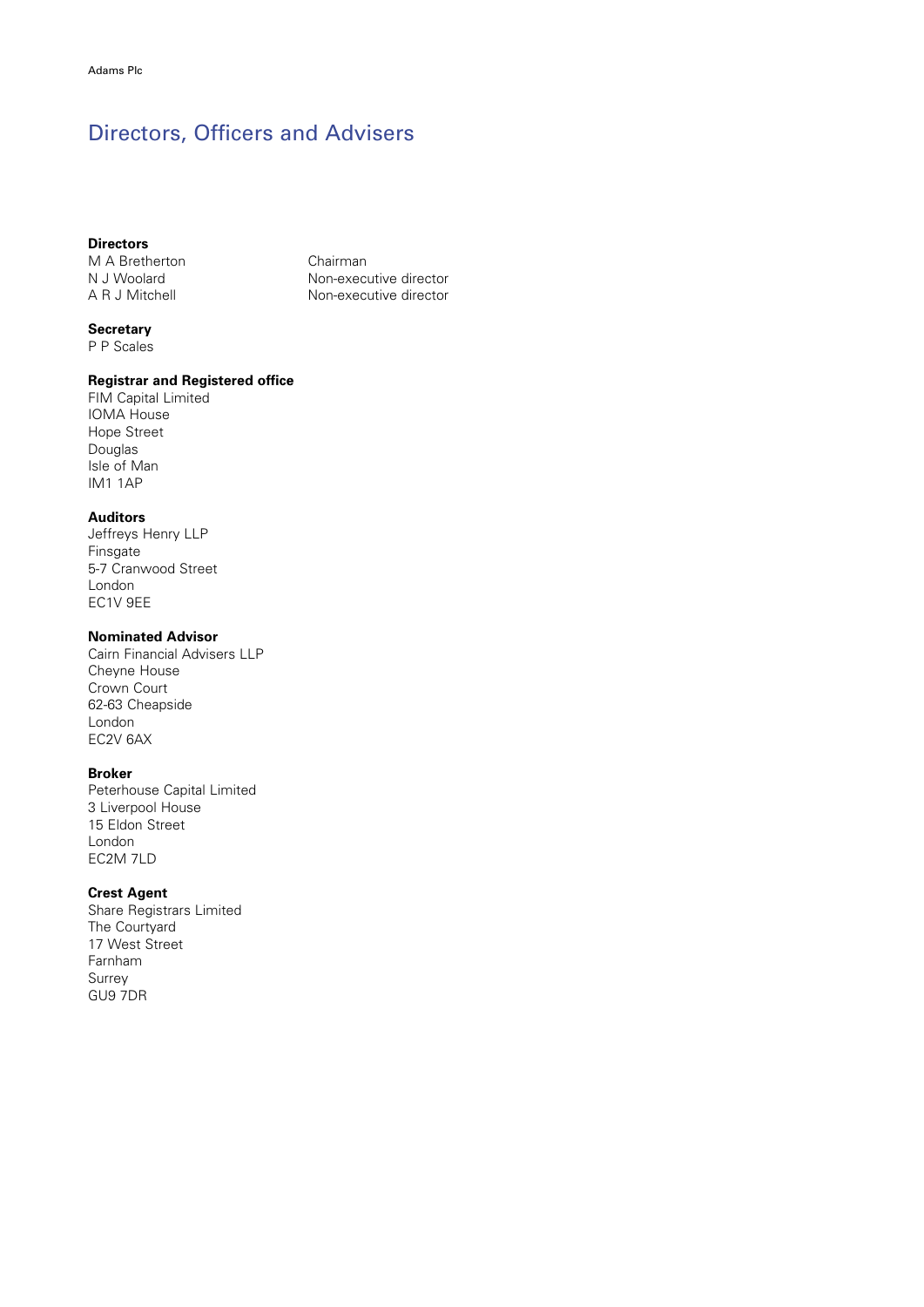# Directors, Officers and Advisers

**Directors**

| | |
|---|---|
| M A Bretherton | Chairman |
| N J Woolard | Non-executive director |
| A R J Mitchell | Non-executive director |

**Secretary**
P P Scales

**Registrar and Registered office**
FIM Capital Limited
IOMA House
Hope Street
Douglas
Isle of Man
IM1 1AP

**Auditors**
Jeffreys Henry LLP
Finsgate
5-7 Cranwood Street
London
EC1V 9EE

**Nominated Advisor**
Cairn Financial Advisers LLP
Cheyne House
Crown Court
62-63 Cheapside
London
EC2V 6AX

**Broker**
Peterhouse Capital Limited
3 Liverpool House
15 Eldon Street
London
EC2M 7LD

**Crest Agent**
Share Registrars Limited
The Courtyard
17 West Street
Farnham
Surrey
GU9 7DR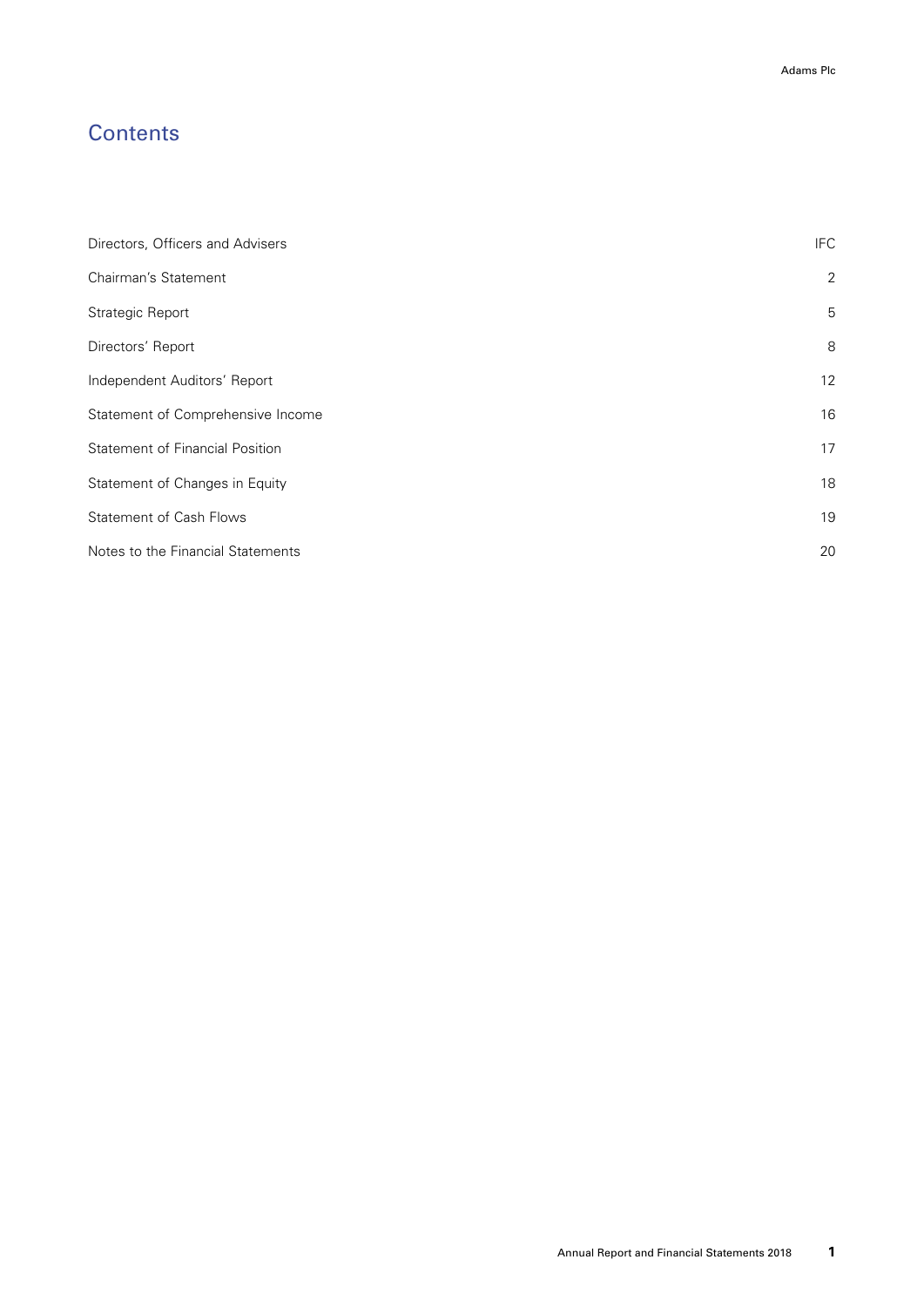# Contents

| | |
|---|---|
| Directors, Officers and Advisers | IFC |
| Chairman's Statement | 2 |
| Strategic Report | 5 |
| Directors' Report | 8 |
| Independent Auditors' Report | 12 |
| Statement of Comprehensive Income | 16 |
| Statement of Financial Position | 17 |
| Statement of Changes in Equity | 18 |
| Statement of Cash Flows | 19 |
| Notes to the Financial Statements | 20 |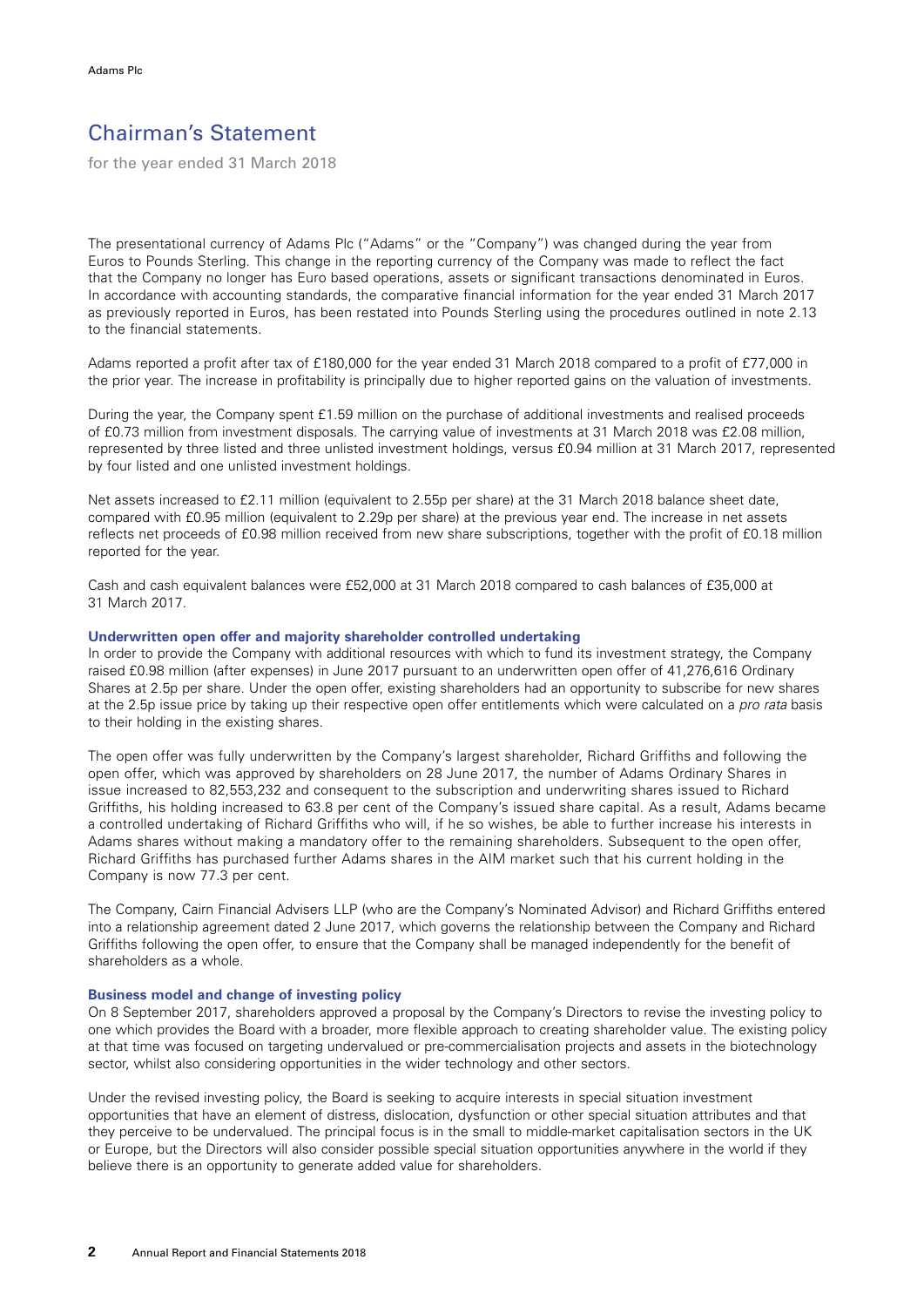# Chairman's Statement

for the year ended 31 March 2018

The presentational currency of Adams Plc ("Adams" or the "Company") was changed during the year from Euros to Pounds Sterling. This change in the reporting currency of the Company was made to reflect the fact that the Company no longer has Euro based operations, assets or significant transactions denominated in Euros. In accordance with accounting standards, the comparative financial information for the year ended 31 March 2017 as previously reported in Euros, has been restated into Pounds Sterling using the procedures outlined in note 2.13 to the financial statements.

Adams reported a profit after tax of £180,000 for the year ended 31 March 2018 compared to a profit of £77,000 in the prior year. The increase in profitability is principally due to higher reported gains on the valuation of investments.

During the year, the Company spent £1.59 million on the purchase of additional investments and realised proceeds of £0.73 million from investment disposals. The carrying value of investments at 31 March 2018 was £2.08 million, represented by three listed and three unlisted investment holdings, versus £0.94 million at 31 March 2017, represented by four listed and one unlisted investment holdings.

Net assets increased to £2.11 million (equivalent to 2.55p per share) at the 31 March 2018 balance sheet date, compared with £0.95 million (equivalent to 2.29p per share) at the previous year end. The increase in net assets reflects net proceeds of £0.98 million received from new share subscriptions, together with the profit of £0.18 million reported for the year.

Cash and cash equivalent balances were £52,000 at 31 March 2018 compared to cash balances of £35,000 at 31 March 2017.

### Underwritten open offer and majority shareholder controlled undertaking

In order to provide the Company with additional resources with which to fund its investment strategy, the Company raised £0.98 million (after expenses) in June 2017 pursuant to an underwritten open offer of 41,276,616 Ordinary Shares at 2.5p per share. Under the open offer, existing shareholders had an opportunity to subscribe for new shares at the 2.5p issue price by taking up their respective open offer entitlements which were calculated on a *pro rata* basis to their holding in the existing shares.

The open offer was fully underwritten by the Company's largest shareholder, Richard Griffiths and following the open offer, which was approved by shareholders on 28 June 2017, the number of Adams Ordinary Shares in issue increased to 82,553,232 and consequent to the subscription and underwriting shares issued to Richard Griffiths, his holding increased to 63.8 per cent of the Company's issued share capital. As a result, Adams became a controlled undertaking of Richard Griffiths who will, if he so wishes, be able to further increase his interests in Adams shares without making a mandatory offer to the remaining shareholders. Subsequent to the open offer, Richard Griffiths has purchased further Adams shares in the AIM market such that his current holding in the Company is now 77.3 per cent.

The Company, Cairn Financial Advisers LLP (who are the Company's Nominated Advisor) and Richard Griffiths entered into a relationship agreement dated 2 June 2017, which governs the relationship between the Company and Richard Griffiths following the open offer, to ensure that the Company shall be managed independently for the benefit of shareholders as a whole.

### Business model and change of investing policy

On 8 September 2017, shareholders approved a proposal by the Company's Directors to revise the investing policy to one which provides the Board with a broader, more flexible approach to creating shareholder value. The existing policy at that time was focused on targeting undervalued or pre-commercialisation projects and assets in the biotechnology sector, whilst also considering opportunities in the wider technology and other sectors.

Under the revised investing policy, the Board is seeking to acquire interests in special situation investment opportunities that have an element of distress, dislocation, dysfunction or other special situation attributes and that they perceive to be undervalued. The principal focus is in the small to middle-market capitalisation sectors in the UK or Europe, but the Directors will also consider possible special situation opportunities anywhere in the world if they believe there is an opportunity to generate added value for shareholders.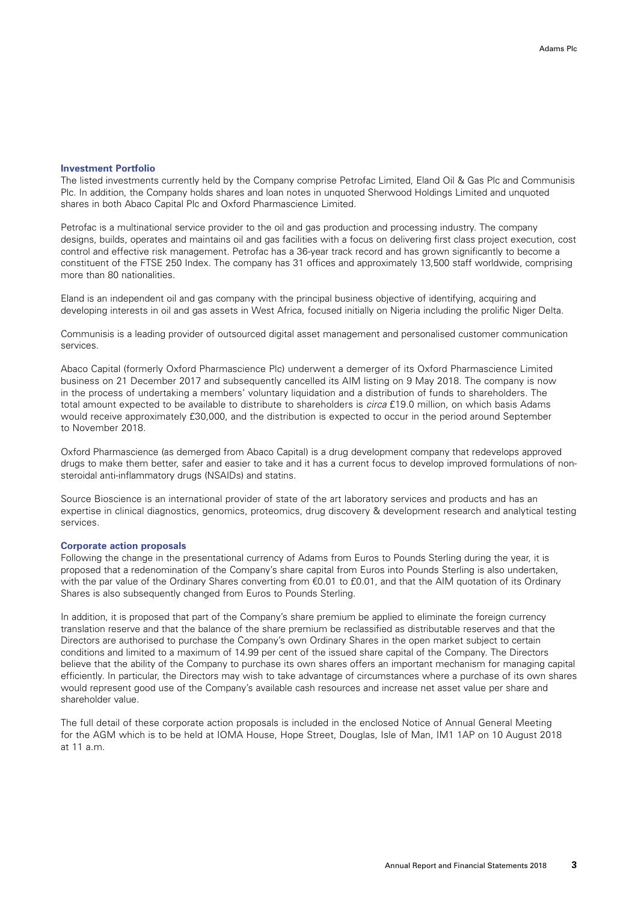### Investment Portfolio

The listed investments currently held by the Company comprise Petrofac Limited, Eland Oil & Gas Plc and Communisis Plc. In addition, the Company holds shares and loan notes in unquoted Sherwood Holdings Limited and unquoted shares in both Abaco Capital Plc and Oxford Pharmascience Limited.

Petrofac is a multinational service provider to the oil and gas production and processing industry. The company designs, builds, operates and maintains oil and gas facilities with a focus on delivering first class project execution, cost control and effective risk management. Petrofac has a 36-year track record and has grown significantly to become a constituent of the FTSE 250 Index. The company has 31 offices and approximately 13,500 staff worldwide, comprising more than 80 nationalities.

Eland is an independent oil and gas company with the principal business objective of identifying, acquiring and developing interests in oil and gas assets in West Africa, focused initially on Nigeria including the prolific Niger Delta.

Communisis is a leading provider of outsourced digital asset management and personalised customer communication services.

Abaco Capital (formerly Oxford Pharmascience Plc) underwent a demerger of its Oxford Pharmascience Limited business on 21 December 2017 and subsequently cancelled its AIM listing on 9 May 2018. The company is now in the process of undertaking a members' voluntary liquidation and a distribution of funds to shareholders. The total amount expected to be available to distribute to shareholders is *circa* £19.0 million, on which basis Adams would receive approximately £30,000, and the distribution is expected to occur in the period around September to November 2018.

Oxford Pharmascience (as demerged from Abaco Capital) is a drug development company that redevelops approved drugs to make them better, safer and easier to take and it has a current focus to develop improved formulations of non-steroidal anti-inflammatory drugs (NSAIDs) and statins.

Source Bioscience is an international provider of state of the art laboratory services and products and has an expertise in clinical diagnostics, genomics, proteomics, drug discovery & development research and analytical testing services.

### Corporate action proposals

Following the change in the presentational currency of Adams from Euros to Pounds Sterling during the year, it is proposed that a redenomination of the Company's share capital from Euros into Pounds Sterling is also undertaken, with the par value of the Ordinary Shares converting from €0.01 to £0.01, and that the AIM quotation of its Ordinary Shares is also subsequently changed from Euros to Pounds Sterling.

In addition, it is proposed that part of the Company's share premium be applied to eliminate the foreign currency translation reserve and that the balance of the share premium be reclassified as distributable reserves and that the Directors are authorised to purchase the Company's own Ordinary Shares in the open market subject to certain conditions and limited to a maximum of 14.99 per cent of the issued share capital of the Company. The Directors believe that the ability of the Company to purchase its own shares offers an important mechanism for managing capital efficiently. In particular, the Directors may wish to take advantage of circumstances where a purchase of its own shares would represent good use of the Company's available cash resources and increase net asset value per share and shareholder value.

The full detail of these corporate action proposals is included in the enclosed Notice of Annual General Meeting for the AGM which is to be held at IOMA House, Hope Street, Douglas, Isle of Man, IM1 1AP on 10 August 2018 at 11 a.m.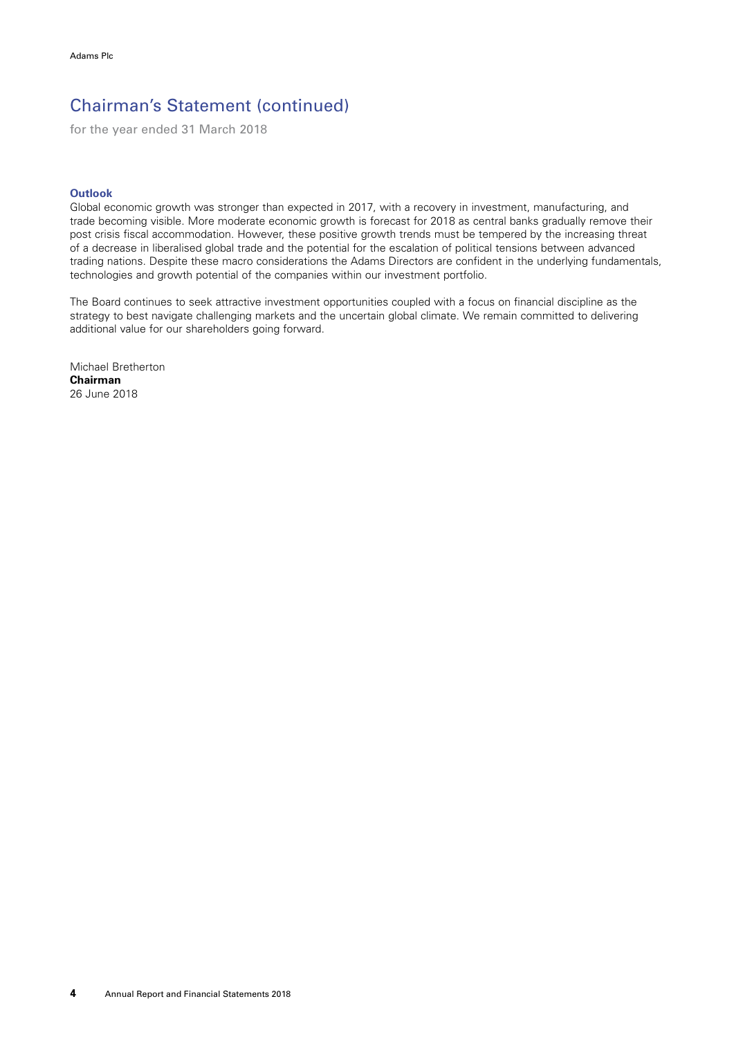## Chairman's Statement (continued)

for the year ended 31 March 2018

### Outlook

Global economic growth was stronger than expected in 2017, with a recovery in investment, manufacturing, and trade becoming visible. More moderate economic growth is forecast for 2018 as central banks gradually remove their post crisis fiscal accommodation. However, these positive growth trends must be tempered by the increasing threat of a decrease in liberalised global trade and the potential for the escalation of political tensions between advanced trading nations. Despite these macro considerations the Adams Directors are confident in the underlying fundamentals, technologies and growth potential of the companies within our investment portfolio.

The Board continues to seek attractive investment opportunities coupled with a focus on financial discipline as the strategy to best navigate challenging markets and the uncertain global climate. We remain committed to delivering additional value for our shareholders going forward.

Michael Bretherton
**Chairman**
26 June 2018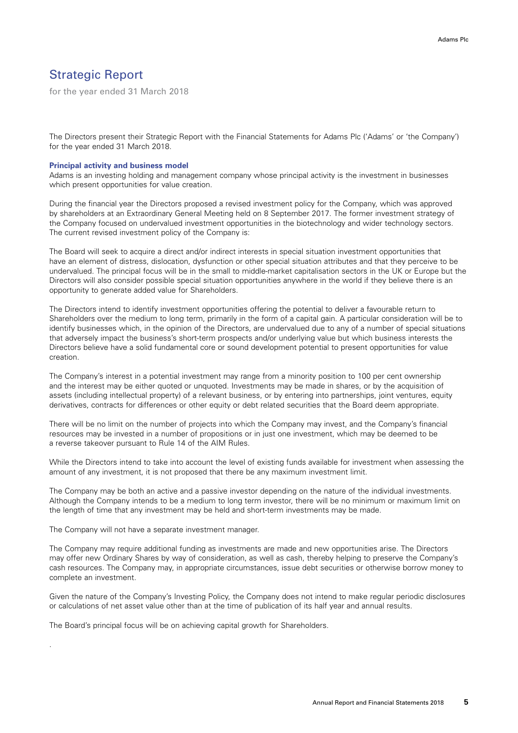# Strategic Report

for the year ended 31 March 2018

The Directors present their Strategic Report with the Financial Statements for Adams Plc ('Adams' or 'the Company') for the year ended 31 March 2018.

### Principal activity and business model

Adams is an investing holding and management company whose principal activity is the investment in businesses which present opportunities for value creation.

During the financial year the Directors proposed a revised investment policy for the Company, which was approved by shareholders at an Extraordinary General Meeting held on 8 September 2017. The former investment strategy of the Company focused on undervalued investment opportunities in the biotechnology and wider technology sectors. The current revised investment policy of the Company is:

The Board will seek to acquire a direct and/or indirect interests in special situation investment opportunities that have an element of distress, dislocation, dysfunction or other special situation attributes and that they perceive to be undervalued. The principal focus will be in the small to middle-market capitalisation sectors in the UK or Europe but the Directors will also consider possible special situation opportunities anywhere in the world if they believe there is an opportunity to generate added value for Shareholders.

The Directors intend to identify investment opportunities offering the potential to deliver a favourable return to Shareholders over the medium to long term, primarily in the form of a capital gain. A particular consideration will be to identify businesses which, in the opinion of the Directors, are undervalued due to any of a number of special situations that adversely impact the business's short-term prospects and/or underlying value but which business interests the Directors believe have a solid fundamental core or sound development potential to present opportunities for value creation.

The Company's interest in a potential investment may range from a minority position to 100 per cent ownership and the interest may be either quoted or unquoted. Investments may be made in shares, or by the acquisition of assets (including intellectual property) of a relevant business, or by entering into partnerships, joint ventures, equity derivatives, contracts for differences or other equity or debt related securities that the Board deem appropriate.

There will be no limit on the number of projects into which the Company may invest, and the Company's financial resources may be invested in a number of propositions or in just one investment, which may be deemed to be a reverse takeover pursuant to Rule 14 of the AIM Rules.

While the Directors intend to take into account the level of existing funds available for investment when assessing the amount of any investment, it is not proposed that there be any maximum investment limit.

The Company may be both an active and a passive investor depending on the nature of the individual investments. Although the Company intends to be a medium to long term investor, there will be no minimum or maximum limit on the length of time that any investment may be held and short-term investments may be made.

The Company will not have a separate investment manager.

The Company may require additional funding as investments are made and new opportunities arise. The Directors may offer new Ordinary Shares by way of consideration, as well as cash, thereby helping to preserve the Company's cash resources. The Company may, in appropriate circumstances, issue debt securities or otherwise borrow money to complete an investment.

Given the nature of the Company's Investing Policy, the Company does not intend to make regular periodic disclosures or calculations of net asset value other than at the time of publication of its half year and annual results.

The Board's principal focus will be on achieving capital growth for Shareholders.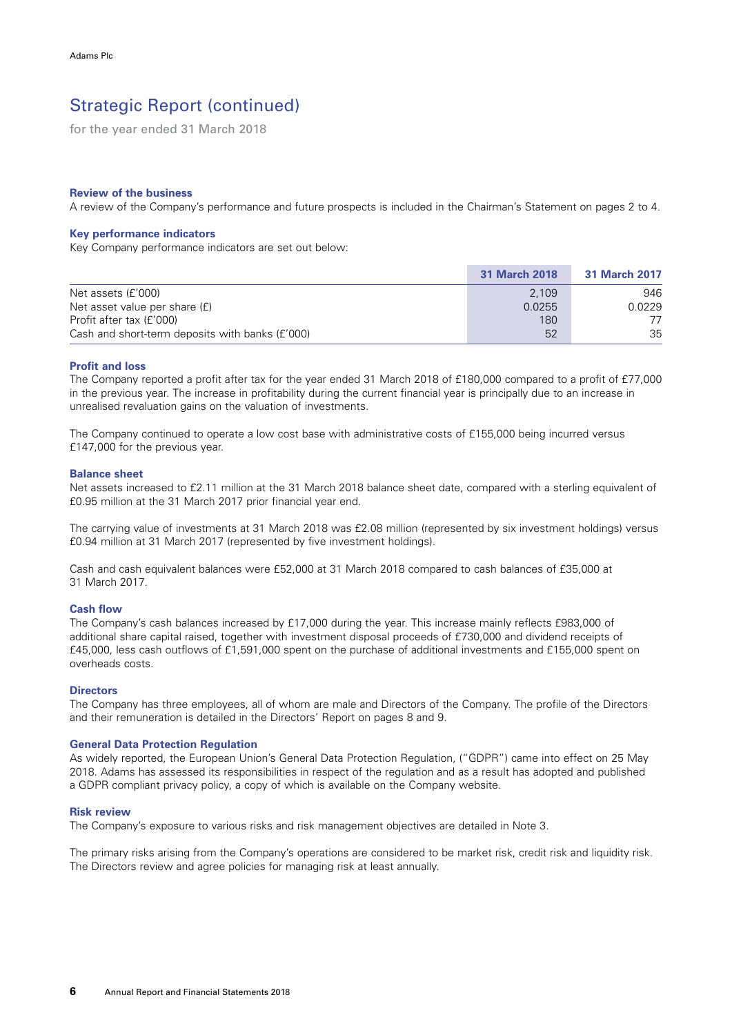# Strategic Report (continued)

for the year ended 31 March 2018

### Review of the business

A review of the Company's performance and future prospects is included in the Chairman's Statement on pages 2 to 4.

### Key performance indicators

Key Company performance indicators are set out below:

| | 31 March 2018 | 31 March 2017 |
|---|---|---|
| Net assets (£'000) | 2,109 | 946 |
| Net asset value per share (£) | 0.0255 | 0.0229 |
| Profit after tax (£'000) | 180 | 77 |
| Cash and short-term deposits with banks (£'000) | 52 | 35 |

### Profit and loss

The Company reported a profit after tax for the year ended 31 March 2018 of £180,000 compared to a profit of £77,000 in the previous year. The increase in profitability during the current financial year is principally due to an increase in unrealised revaluation gains on the valuation of investments.

The Company continued to operate a low cost base with administrative costs of £155,000 being incurred versus £147,000 for the previous year.

### Balance sheet

Net assets increased to £2.11 million at the 31 March 2018 balance sheet date, compared with a sterling equivalent of £0.95 million at the 31 March 2017 prior financial year end.

The carrying value of investments at 31 March 2018 was £2.08 million (represented by six investment holdings) versus £0.94 million at 31 March 2017 (represented by five investment holdings).

Cash and cash equivalent balances were £52,000 at 31 March 2018 compared to cash balances of £35,000 at 31 March 2017.

### Cash flow

The Company's cash balances increased by £17,000 during the year. This increase mainly reflects £983,000 of additional share capital raised, together with investment disposal proceeds of £730,000 and dividend receipts of £45,000, less cash outflows of £1,591,000 spent on the purchase of additional investments and £155,000 spent on overheads costs.

### Directors

The Company has three employees, all of whom are male and Directors of the Company. The profile of the Directors and their remuneration is detailed in the Directors' Report on pages 8 and 9.

### General Data Protection Regulation

As widely reported, the European Union's General Data Protection Regulation, ("GDPR") came into effect on 25 May 2018. Adams has assessed its responsibilities in respect of the regulation and as a result has adopted and published a GDPR compliant privacy policy, a copy of which is available on the Company website.

### Risk review

The Company's exposure to various risks and risk management objectives are detailed in Note 3.

The primary risks arising from the Company's operations are considered to be market risk, credit risk and liquidity risk. The Directors review and agree policies for managing risk at least annually.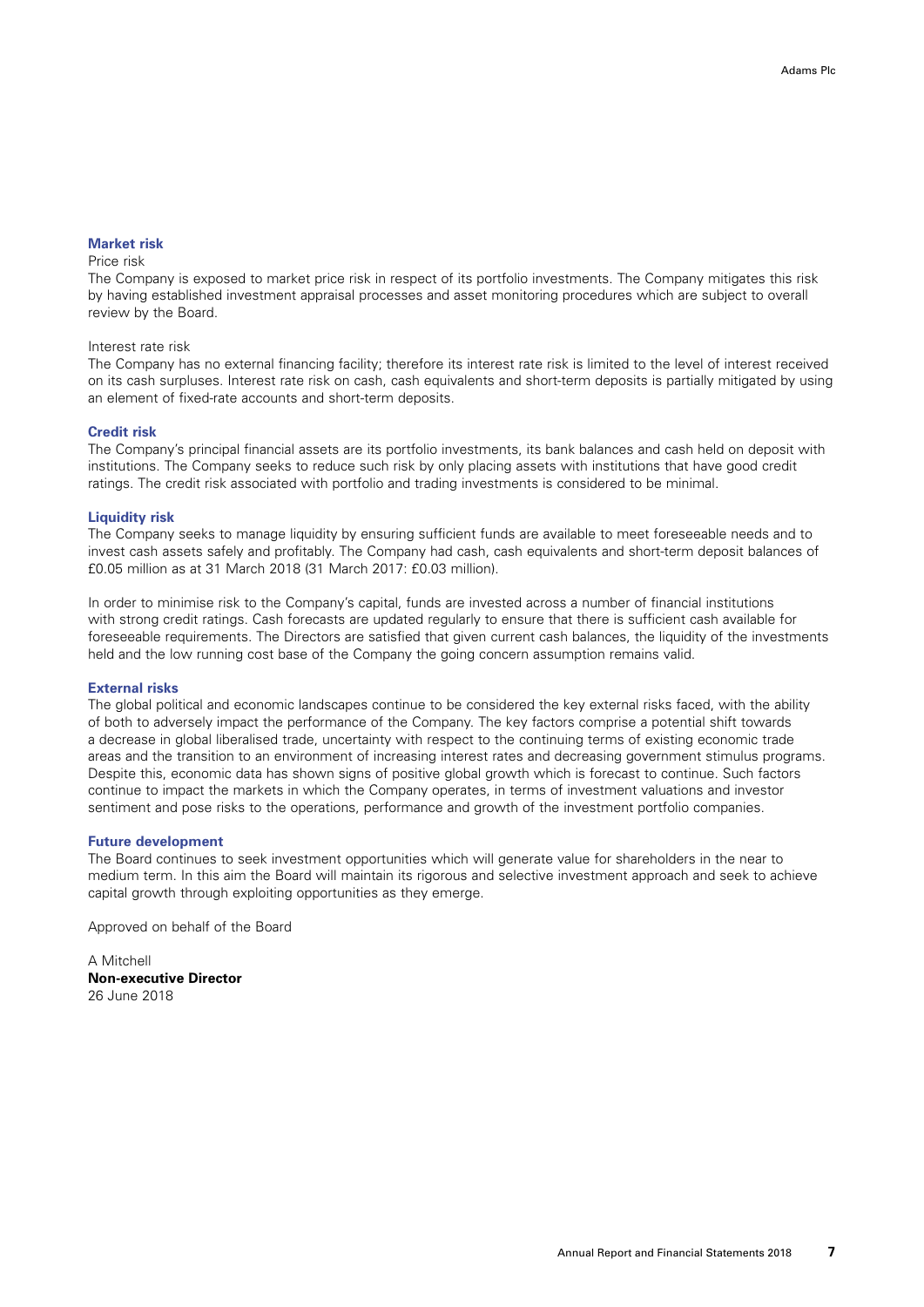### Market risk

Price risk

The Company is exposed to market price risk in respect of its portfolio investments. The Company mitigates this risk by having established investment appraisal processes and asset monitoring procedures which are subject to overall review by the Board.

Interest rate risk

The Company has no external financing facility; therefore its interest rate risk is limited to the level of interest received on its cash surpluses. Interest rate risk on cash, cash equivalents and short-term deposits is partially mitigated by using an element of fixed-rate accounts and short-term deposits.

### Credit risk

The Company's principal financial assets are its portfolio investments, its bank balances and cash held on deposit with institutions. The Company seeks to reduce such risk by only placing assets with institutions that have good credit ratings. The credit risk associated with portfolio and trading investments is considered to be minimal.

### Liquidity risk

The Company seeks to manage liquidity by ensuring sufficient funds are available to meet foreseeable needs and to invest cash assets safely and profitably. The Company had cash, cash equivalents and short-term deposit balances of £0.05 million as at 31 March 2018 (31 March 2017: £0.03 million).

In order to minimise risk to the Company's capital, funds are invested across a number of financial institutions with strong credit ratings. Cash forecasts are updated regularly to ensure that there is sufficient cash available for foreseeable requirements. The Directors are satisfied that given current cash balances, the liquidity of the investments held and the low running cost base of the Company the going concern assumption remains valid.

### External risks

The global political and economic landscapes continue to be considered the key external risks faced, with the ability of both to adversely impact the performance of the Company. The key factors comprise a potential shift towards a decrease in global liberalised trade, uncertainty with respect to the continuing terms of existing economic trade areas and the transition to an environment of increasing interest rates and decreasing government stimulus programs. Despite this, economic data has shown signs of positive global growth which is forecast to continue. Such factors continue to impact the markets in which the Company operates, in terms of investment valuations and investor sentiment and pose risks to the operations, performance and growth of the investment portfolio companies.

### Future development

The Board continues to seek investment opportunities which will generate value for shareholders in the near to medium term. In this aim the Board will maintain its rigorous and selective investment approach and seek to achieve capital growth through exploiting opportunities as they emerge.

Approved on behalf of the Board

A Mitchell
**Non-executive Director**
26 June 2018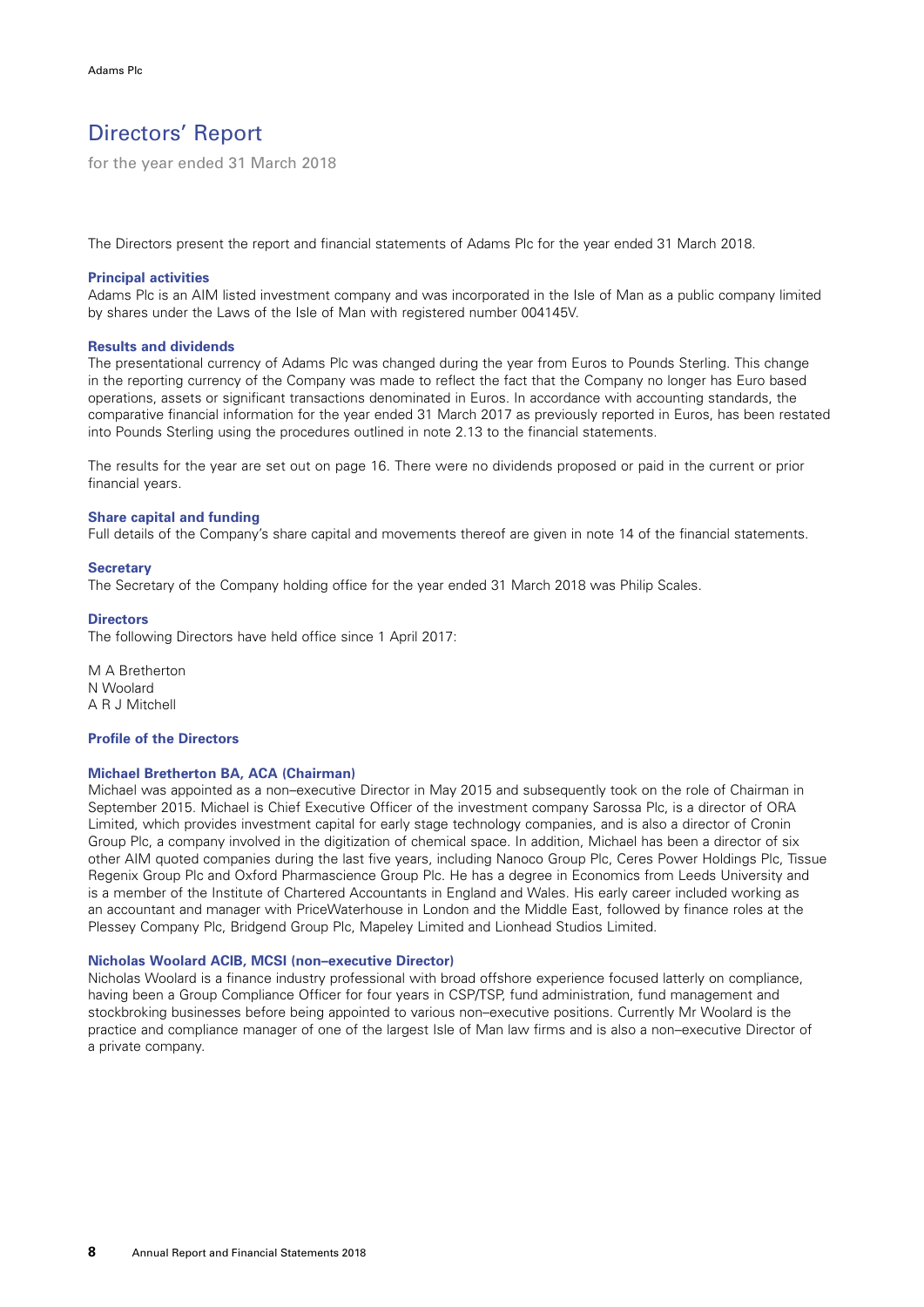# Directors' Report

for the year ended 31 March 2018

The Directors present the report and financial statements of Adams Plc for the year ended 31 March 2018.

### Principal activities

Adams Plc is an AIM listed investment company and was incorporated in the Isle of Man as a public company limited by shares under the Laws of the Isle of Man with registered number 004145V.

### Results and dividends

The presentational currency of Adams Plc was changed during the year from Euros to Pounds Sterling. This change in the reporting currency of the Company was made to reflect the fact that the Company no longer has Euro based operations, assets or significant transactions denominated in Euros. In accordance with accounting standards, the comparative financial information for the year ended 31 March 2017 as previously reported in Euros, has been restated into Pounds Sterling using the procedures outlined in note 2.13 to the financial statements.

The results for the year are set out on page 16. There were no dividends proposed or paid in the current or prior financial years.

### Share capital and funding

Full details of the Company's share capital and movements thereof are given in note 14 of the financial statements.

### Secretary

The Secretary of the Company holding office for the year ended 31 March 2018 was Philip Scales.

### Directors

The following Directors have held office since 1 April 2017:

M A Bretherton
N Woolard
A R J Mitchell

### Profile of the Directors

#### Michael Bretherton BA, ACA (Chairman)

Michael was appointed as a non–executive Director in May 2015 and subsequently took on the role of Chairman in September 2015. Michael is Chief Executive Officer of the investment company Sarossa Plc, is a director of ORA Limited, which provides investment capital for early stage technology companies, and is also a director of Cronin Group Plc, a company involved in the digitization of chemical space. In addition, Michael has been a director of six other AIM quoted companies during the last five years, including Nanoco Group Plc, Ceres Power Holdings Plc, Tissue Regenix Group Plc and Oxford Pharmascience Group Plc. He has a degree in Economics from Leeds University and is a member of the Institute of Chartered Accountants in England and Wales. His early career included working as an accountant and manager with PriceWaterhouse in London and the Middle East, followed by finance roles at the Plessey Company Plc, Bridgend Group Plc, Mapeley Limited and Lionhead Studios Limited.

#### Nicholas Woolard ACIB, MCSI (non–executive Director)

Nicholas Woolard is a finance industry professional with broad offshore experience focused latterly on compliance, having been a Group Compliance Officer for four years in CSP/TSP, fund administration, fund management and stockbroking businesses before being appointed to various non–executive positions. Currently Mr Woolard is the practice and compliance manager of one of the largest Isle of Man law firms and is also a non–executive Director of a private company.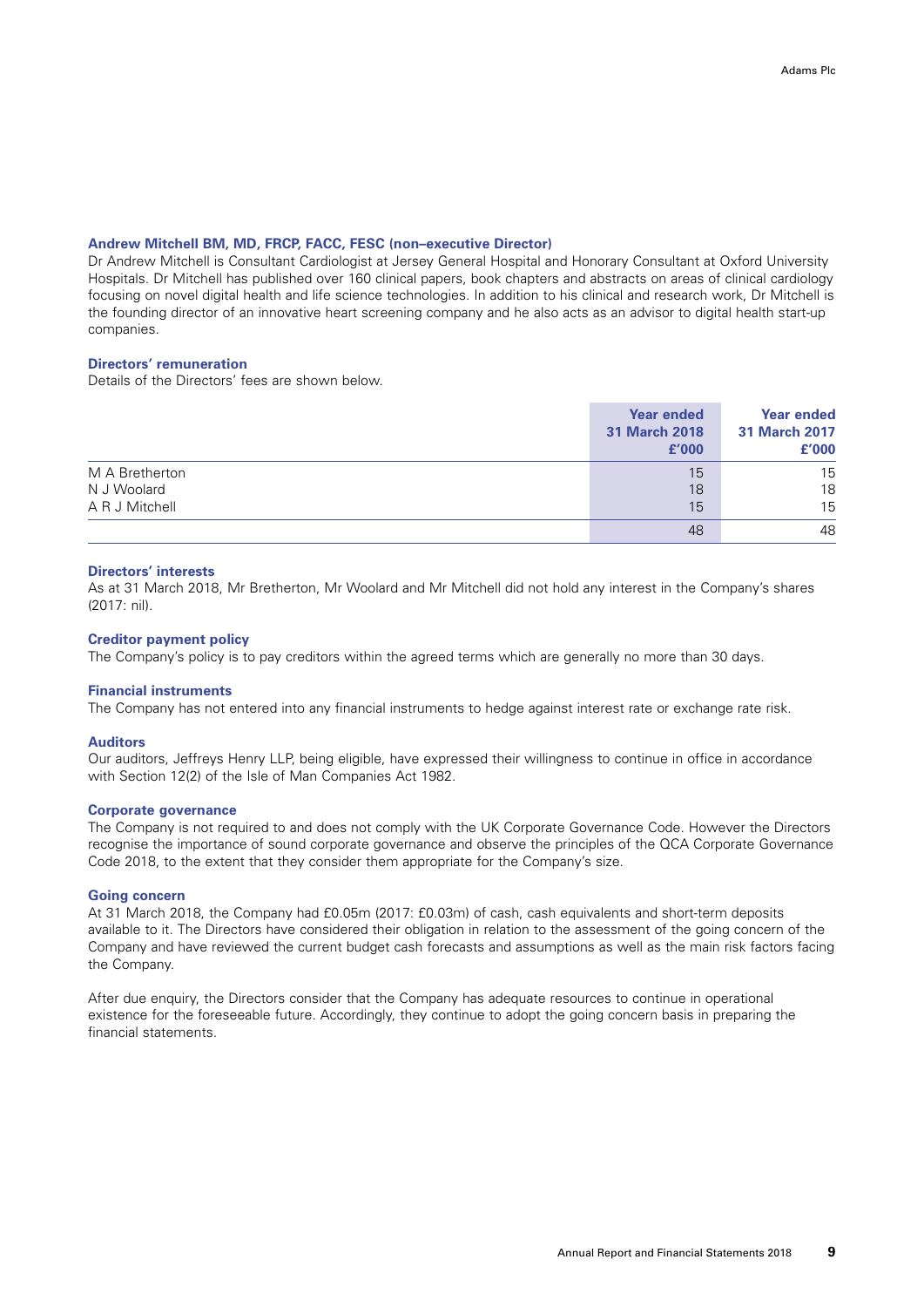### Andrew Mitchell BM, MD, FRCP, FACC, FESC (non–executive Director)

Dr Andrew Mitchell is Consultant Cardiologist at Jersey General Hospital and Honorary Consultant at Oxford University Hospitals. Dr Mitchell has published over 160 clinical papers, book chapters and abstracts on areas of clinical cardiology focusing on novel digital health and life science technologies. In addition to his clinical and research work, Dr Mitchell is the founding director of an innovative heart screening company and he also acts as an advisor to digital health start-up companies.

### Directors' remuneration

Details of the Directors' fees are shown below.

| | Year ended 31 March 2018 £'000 | Year ended 31 March 2017 £'000 |
|---|---|---|
| M A Bretherton | 15 | 15 |
| N J Woolard | 18 | 18 |
| A R J Mitchell | 15 | 15 |
| | 48 | 48 |

### Directors' interests

As at 31 March 2018, Mr Bretherton, Mr Woolard and Mr Mitchell did not hold any interest in the Company's shares (2017: nil).

### Creditor payment policy

The Company's policy is to pay creditors within the agreed terms which are generally no more than 30 days.

### Financial instruments

The Company has not entered into any financial instruments to hedge against interest rate or exchange rate risk.

### Auditors

Our auditors, Jeffreys Henry LLP, being eligible, have expressed their willingness to continue in office in accordance with Section 12(2) of the Isle of Man Companies Act 1982.

### Corporate governance

The Company is not required to and does not comply with the UK Corporate Governance Code. However the Directors recognise the importance of sound corporate governance and observe the principles of the QCA Corporate Governance Code 2018, to the extent that they consider them appropriate for the Company's size.

### Going concern

At 31 March 2018, the Company had £0.05m (2017: £0.03m) of cash, cash equivalents and short-term deposits available to it. The Directors have considered their obligation in relation to the assessment of the going concern of the Company and have reviewed the current budget cash forecasts and assumptions as well as the main risk factors facing the Company.

After due enquiry, the Directors consider that the Company has adequate resources to continue in operational existence for the foreseeable future. Accordingly, they continue to adopt the going concern basis in preparing the financial statements.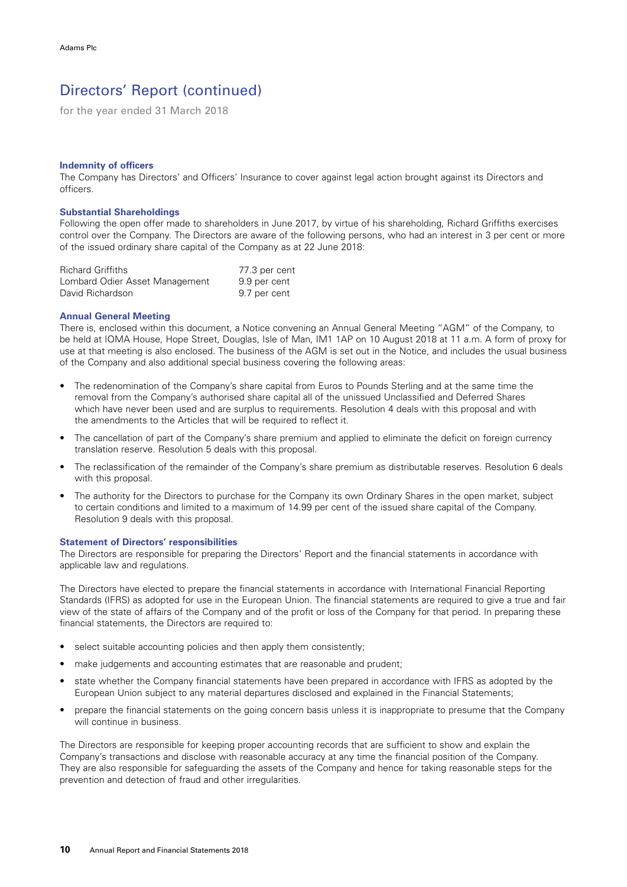# Directors' Report (continued)

for the year ended 31 March 2018

### Indemnity of officers

The Company has Directors' and Officers' Insurance to cover against legal action brought against its Directors and officers.

### Substantial Shareholdings

Following the open offer made to shareholders in June 2017, by virtue of his shareholding, Richard Griffiths exercises control over the Company. The Directors are aware of the following persons, who had an interest in 3 per cent or more of the issued ordinary share capital of the Company as at 22 June 2018:

| | |
|---|---|
| Richard Griffiths | 77.3 per cent |
| Lombard Odier Asset Management | 9.9 per cent |
| David Richardson | 9.7 per cent |

### Annual General Meeting

There is, enclosed within this document, a Notice convening an Annual General Meeting "AGM" of the Company, to be held at IOMA House, Hope Street, Douglas, Isle of Man, IM1 1AP on 10 August 2018 at 11 a.m. A form of proxy for use at that meeting is also enclosed. The business of the AGM is set out in the Notice, and includes the usual business of the Company and also additional special business covering the following areas:

- The redenomination of the Company's share capital from Euros to Pounds Sterling and at the same time the removal from the Company's authorised share capital all of the unissued Unclassified and Deferred Shares which have never been used and are surplus to requirements. Resolution 4 deals with this proposal and with the amendments to the Articles that will be required to reflect it.
- The cancellation of part of the Company's share premium and applied to eliminate the deficit on foreign currency translation reserve. Resolution 5 deals with this proposal.
- The reclassification of the remainder of the Company's share premium as distributable reserves. Resolution 6 deals with this proposal.
- The authority for the Directors to purchase for the Company its own Ordinary Shares in the open market, subject to certain conditions and limited to a maximum of 14.99 per cent of the issued share capital of the Company. Resolution 9 deals with this proposal.

### Statement of Directors' responsibilities

The Directors are responsible for preparing the Directors' Report and the financial statements in accordance with applicable law and regulations.

The Directors have elected to prepare the financial statements in accordance with International Financial Reporting Standards (IFRS) as adopted for use in the European Union. The financial statements are required to give a true and fair view of the state of affairs of the Company and of the profit or loss of the Company for that period. In preparing these financial statements, the Directors are required to:

- select suitable accounting policies and then apply them consistently;
- make judgements and accounting estimates that are reasonable and prudent;
- state whether the Company financial statements have been prepared in accordance with IFRS as adopted by the European Union subject to any material departures disclosed and explained in the Financial Statements;
- prepare the financial statements on the going concern basis unless it is inappropriate to presume that the Company will continue in business.

The Directors are responsible for keeping proper accounting records that are sufficient to show and explain the Company's transactions and disclose with reasonable accuracy at any time the financial position of the Company. They are also responsible for safeguarding the assets of the Company and hence for taking reasonable steps for the prevention and detection of fraud and other irregularities.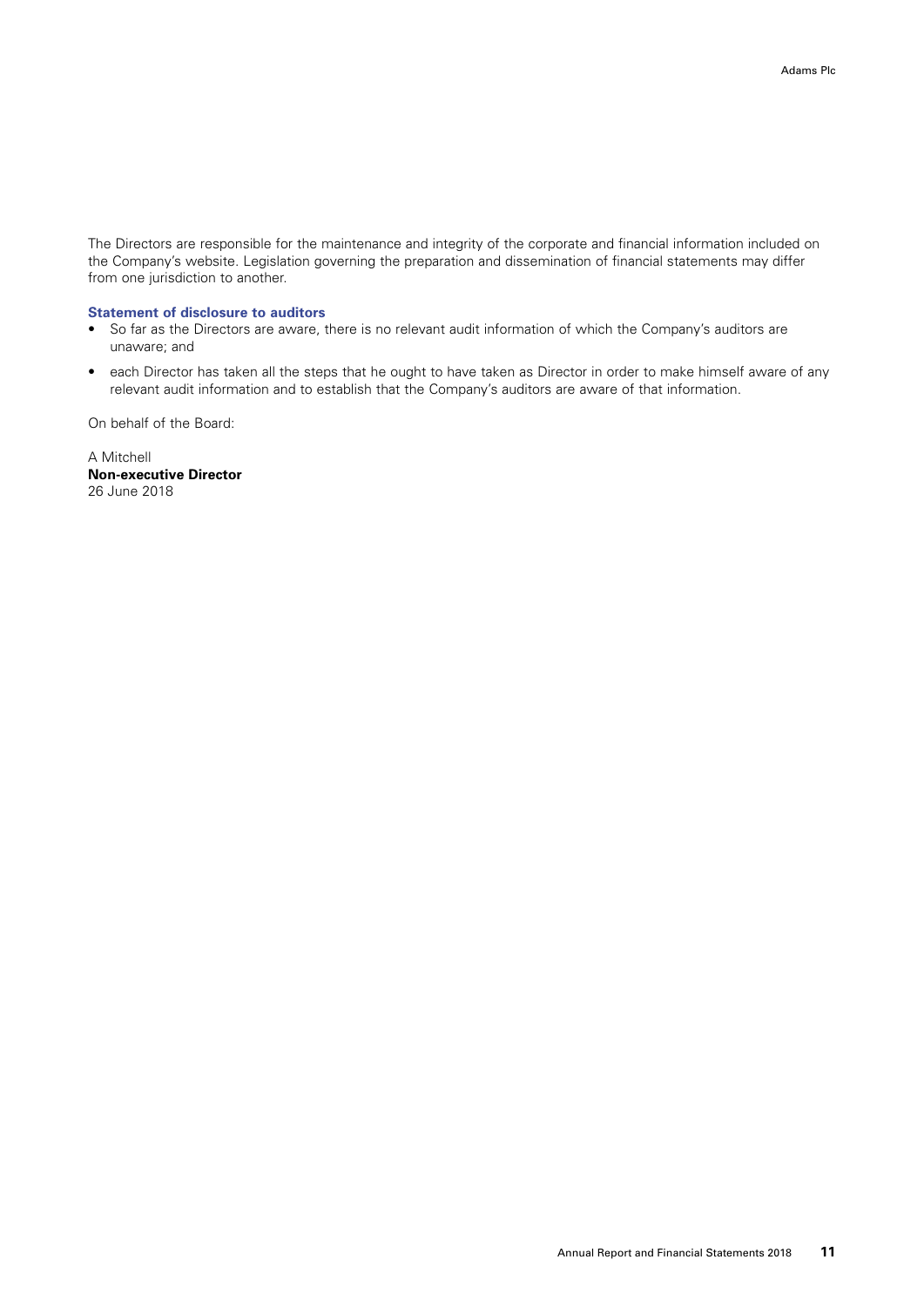The Directors are responsible for the maintenance and integrity of the corporate and financial information included on the Company's website. Legislation governing the preparation and dissemination of financial statements may differ from one jurisdiction to another.

### Statement of disclosure to auditors

- So far as the Directors are aware, there is no relevant audit information of which the Company's auditors are unaware; and
- each Director has taken all the steps that he ought to have taken as Director in order to make himself aware of any relevant audit information and to establish that the Company's auditors are aware of that information.

On behalf of the Board:

A Mitchell  
**Non-executive Director**  
26 June 2018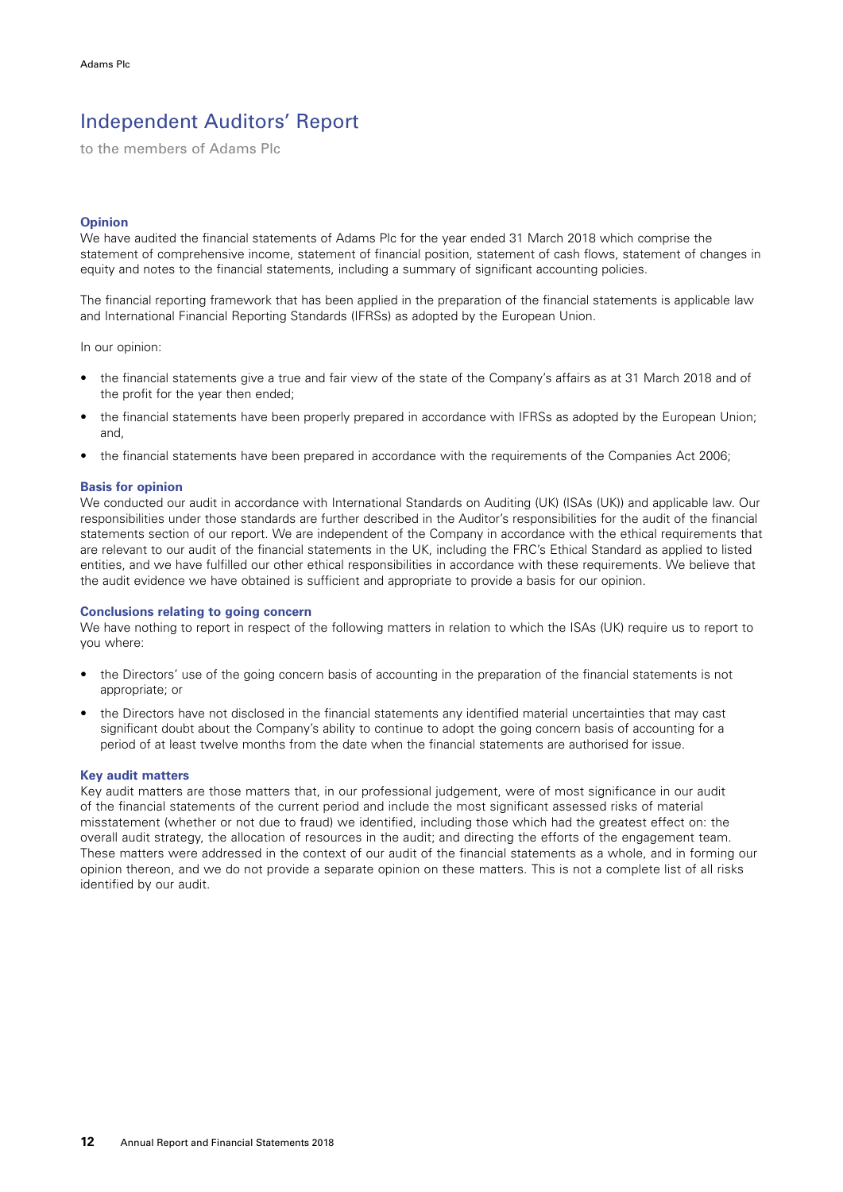# Independent Auditors' Report

to the members of Adams Plc

### Opinion

We have audited the financial statements of Adams Plc for the year ended 31 March 2018 which comprise the statement of comprehensive income, statement of financial position, statement of cash flows, statement of changes in equity and notes to the financial statements, including a summary of significant accounting policies.

The financial reporting framework that has been applied in the preparation of the financial statements is applicable law and International Financial Reporting Standards (IFRSs) as adopted by the European Union.

In our opinion:

- the financial statements give a true and fair view of the state of the Company's affairs as at 31 March 2018 and of the profit for the year then ended;
- the financial statements have been properly prepared in accordance with IFRSs as adopted by the European Union; and,
- the financial statements have been prepared in accordance with the requirements of the Companies Act 2006;

### Basis for opinion

We conducted our audit in accordance with International Standards on Auditing (UK) (ISAs (UK)) and applicable law. Our responsibilities under those standards are further described in the Auditor's responsibilities for the audit of the financial statements section of our report. We are independent of the Company in accordance with the ethical requirements that are relevant to our audit of the financial statements in the UK, including the FRC's Ethical Standard as applied to listed entities, and we have fulfilled our other ethical responsibilities in accordance with these requirements. We believe that the audit evidence we have obtained is sufficient and appropriate to provide a basis for our opinion.

### Conclusions relating to going concern

We have nothing to report in respect of the following matters in relation to which the ISAs (UK) require us to report to you where:

- the Directors' use of the going concern basis of accounting in the preparation of the financial statements is not appropriate; or
- the Directors have not disclosed in the financial statements any identified material uncertainties that may cast significant doubt about the Company's ability to continue to adopt the going concern basis of accounting for a period of at least twelve months from the date when the financial statements are authorised for issue.

### Key audit matters

Key audit matters are those matters that, in our professional judgement, were of most significance in our audit of the financial statements of the current period and include the most significant assessed risks of material misstatement (whether or not due to fraud) we identified, including those which had the greatest effect on: the overall audit strategy, the allocation of resources in the audit; and directing the efforts of the engagement team. These matters were addressed in the context of our audit of the financial statements as a whole, and in forming our opinion thereon, and we do not provide a separate opinion on these matters. This is not a complete list of all risks identified by our audit.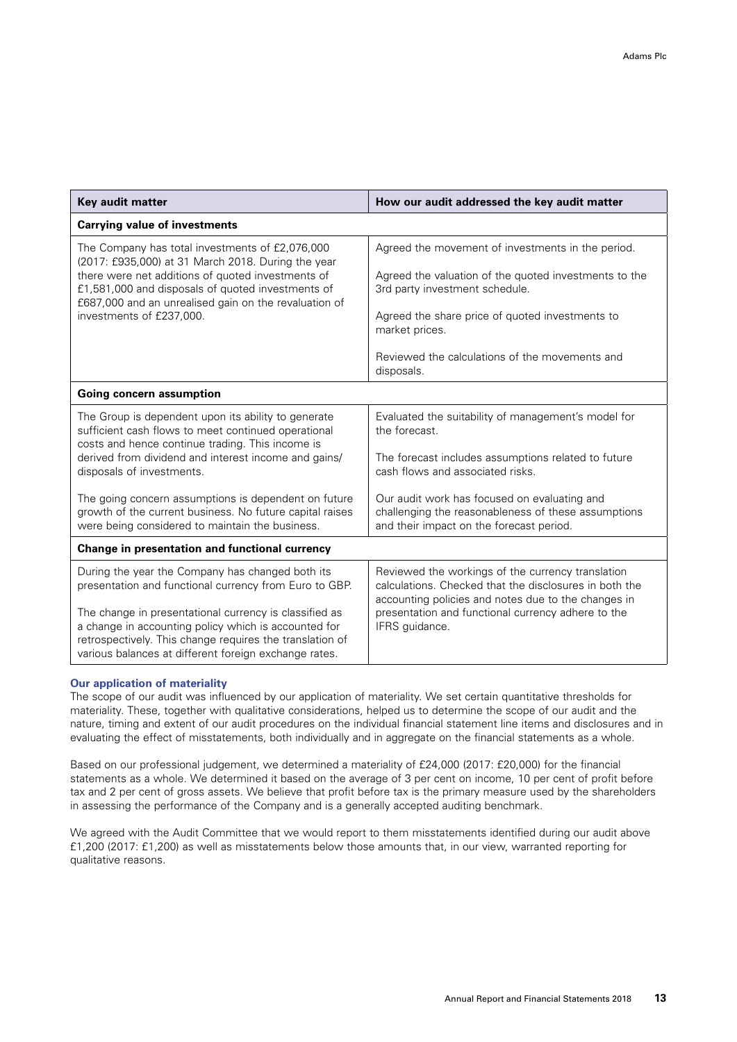| Key audit matter | How our audit addressed the key audit matter |
|---|---|
| **Carrying value of investments** | |
| The Company has total investments of £2,076,000 (2017: £935,000) at 31 March 2018. During the year there were net additions of quoted investments of £1,581,000 and disposals of quoted investments of £687,000 and an unrealised gain on the revaluation of investments of £237,000. | Agreed the movement of investments in the period.<br><br>Agreed the valuation of the quoted investments to the 3rd party investment schedule.<br><br>Agreed the share price of quoted investments to market prices.<br><br>Reviewed the calculations of the movements and disposals. |
| **Going concern assumption** | |
| The Group is dependent upon its ability to generate sufficient cash flows to meet continued operational costs and hence continue trading. This income is derived from dividend and interest income and gains/ disposals of investments.<br><br>The going concern assumptions is dependent on future growth of the current business. No future capital raises were being considered to maintain the business. | Evaluated the suitability of management's model for the forecast.<br><br>The forecast includes assumptions related to future cash flows and associated risks.<br><br>Our audit work has focused on evaluating and challenging the reasonableness of these assumptions and their impact on the forecast period. |
| **Change in presentation and functional currency** | |
| During the year the Company has changed both its presentation and functional currency from Euro to GBP.<br><br>The change in presentational currency is classified as a change in accounting policy which is accounted for retrospectively. This change requires the translation of various balances at different foreign exchange rates. | Reviewed the workings of the currency translation calculations. Checked that the disclosures in both the accounting policies and notes due to the changes in presentation and functional currency adhere to the IFRS guidance. |

### Our application of materiality

The scope of our audit was influenced by our application of materiality. We set certain quantitative thresholds for materiality. These, together with qualitative considerations, helped us to determine the scope of our audit and the nature, timing and extent of our audit procedures on the individual financial statement line items and disclosures and in evaluating the effect of misstatements, both individually and in aggregate on the financial statements as a whole.

Based on our professional judgement, we determined a materiality of £24,000 (2017: £20,000) for the financial statements as a whole. We determined it based on the average of 3 per cent on income, 10 per cent of profit before tax and 2 per cent of gross assets. We believe that profit before tax is the primary measure used by the shareholders in assessing the performance of the Company and is a generally accepted auditing benchmark.

We agreed with the Audit Committee that we would report to them misstatements identified during our audit above £1,200 (2017: £1,200) as well as misstatements below those amounts that, in our view, warranted reporting for qualitative reasons.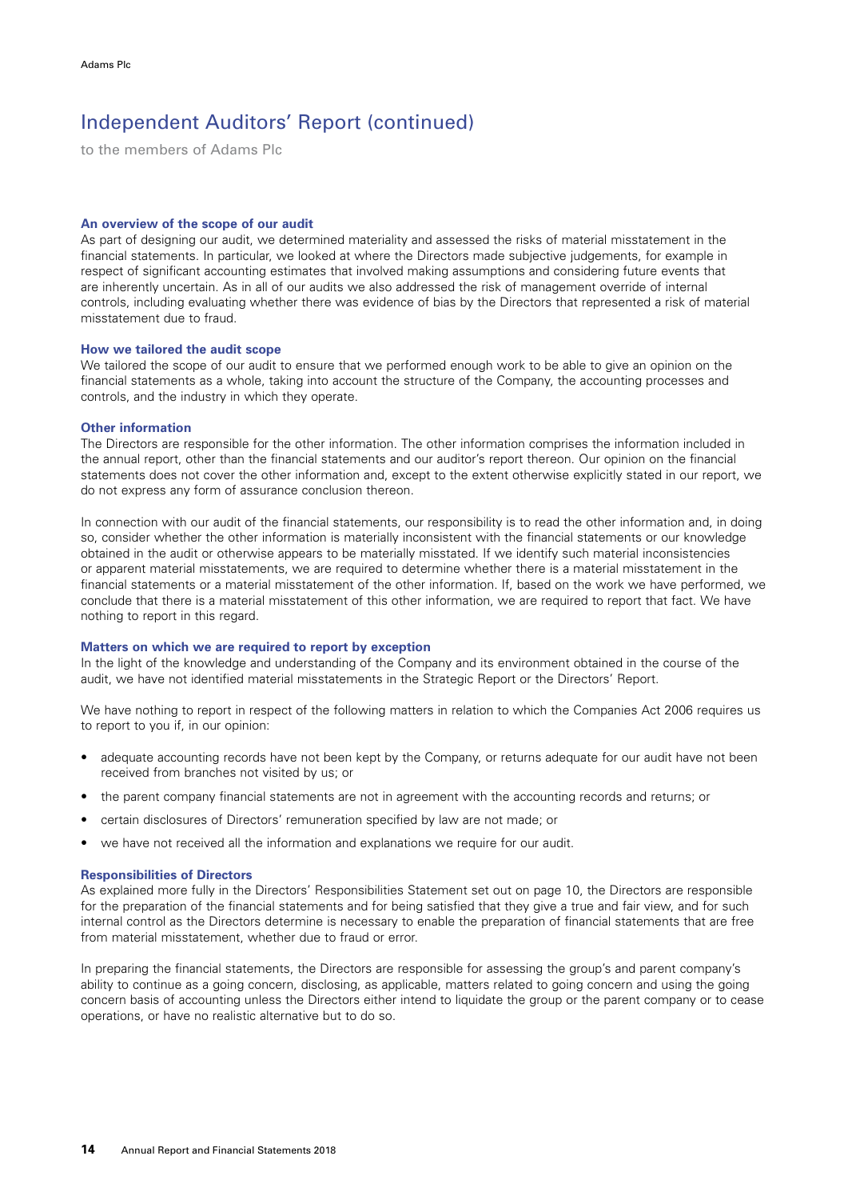# Independent Auditors' Report (continued)

to the members of Adams Plc

### An overview of the scope of our audit

As part of designing our audit, we determined materiality and assessed the risks of material misstatement in the financial statements. In particular, we looked at where the Directors made subjective judgements, for example in respect of significant accounting estimates that involved making assumptions and considering future events that are inherently uncertain. As in all of our audits we also addressed the risk of management override of internal controls, including evaluating whether there was evidence of bias by the Directors that represented a risk of material misstatement due to fraud.

### How we tailored the audit scope

We tailored the scope of our audit to ensure that we performed enough work to be able to give an opinion on the financial statements as a whole, taking into account the structure of the Company, the accounting processes and controls, and the industry in which they operate.

### Other information

The Directors are responsible for the other information. The other information comprises the information included in the annual report, other than the financial statements and our auditor's report thereon. Our opinion on the financial statements does not cover the other information and, except to the extent otherwise explicitly stated in our report, we do not express any form of assurance conclusion thereon.

In connection with our audit of the financial statements, our responsibility is to read the other information and, in doing so, consider whether the other information is materially inconsistent with the financial statements or our knowledge obtained in the audit or otherwise appears to be materially misstated. If we identify such material inconsistencies or apparent material misstatements, we are required to determine whether there is a material misstatement in the financial statements or a material misstatement of the other information. If, based on the work we have performed, we conclude that there is a material misstatement of this other information, we are required to report that fact. We have nothing to report in this regard.

### Matters on which we are required to report by exception

In the light of the knowledge and understanding of the Company and its environment obtained in the course of the audit, we have not identified material misstatements in the Strategic Report or the Directors' Report.

We have nothing to report in respect of the following matters in relation to which the Companies Act 2006 requires us to report to you if, in our opinion:

- adequate accounting records have not been kept by the Company, or returns adequate for our audit have not been received from branches not visited by us; or
- the parent company financial statements are not in agreement with the accounting records and returns; or
- certain disclosures of Directors' remuneration specified by law are not made; or
- we have not received all the information and explanations we require for our audit.

### Responsibilities of Directors

As explained more fully in the Directors' Responsibilities Statement set out on page 10, the Directors are responsible for the preparation of the financial statements and for being satisfied that they give a true and fair view, and for such internal control as the Directors determine is necessary to enable the preparation of financial statements that are free from material misstatement, whether due to fraud or error.

In preparing the financial statements, the Directors are responsible for assessing the group's and parent company's ability to continue as a going concern, disclosing, as applicable, matters related to going concern and using the going concern basis of accounting unless the Directors either intend to liquidate the group or the parent company or to cease operations, or have no realistic alternative but to do so.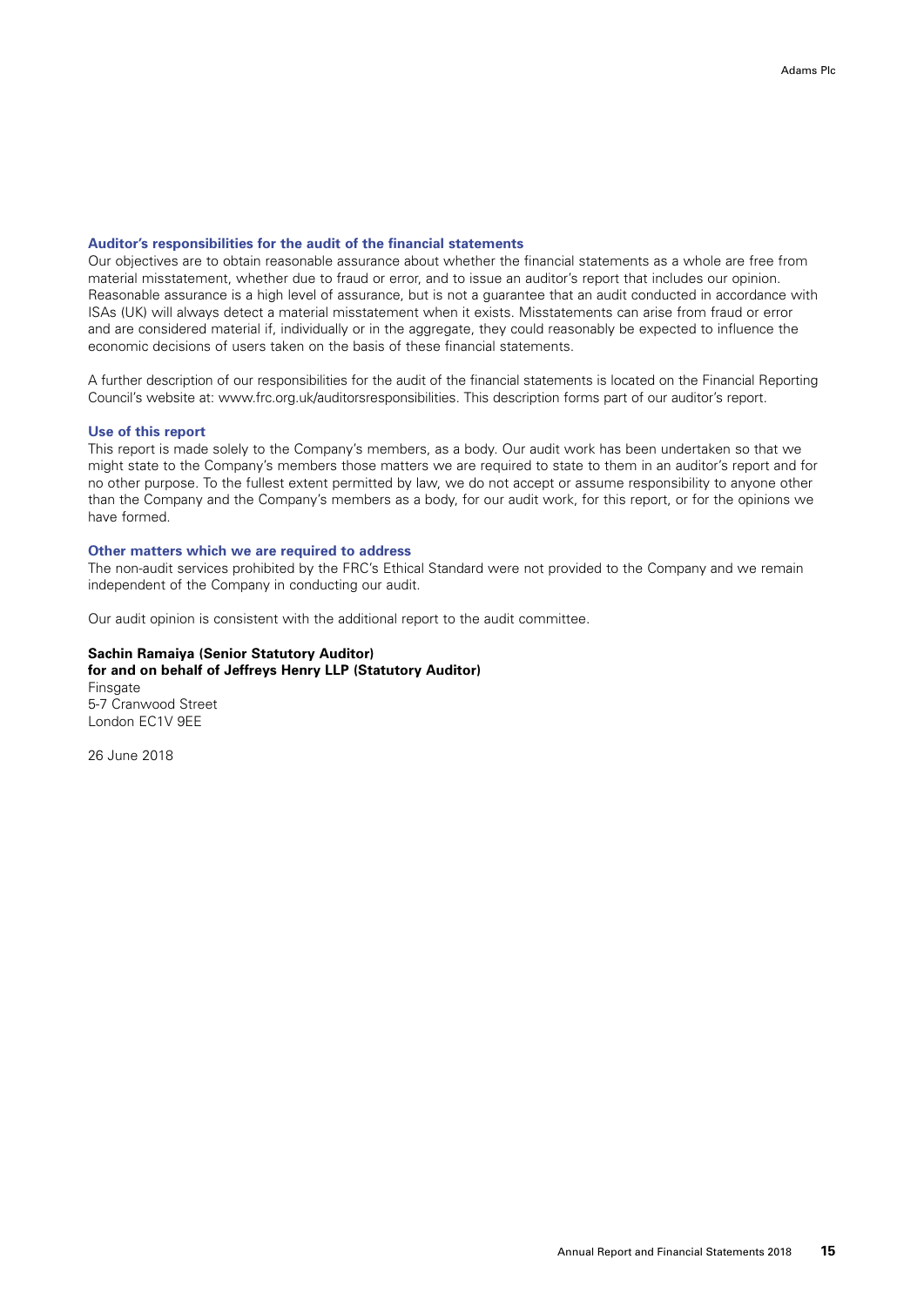### Auditor's responsibilities for the audit of the financial statements

Our objectives are to obtain reasonable assurance about whether the financial statements as a whole are free from material misstatement, whether due to fraud or error, and to issue an auditor's report that includes our opinion. Reasonable assurance is a high level of assurance, but is not a guarantee that an audit conducted in accordance with ISAs (UK) will always detect a material misstatement when it exists. Misstatements can arise from fraud or error and are considered material if, individually or in the aggregate, they could reasonably be expected to influence the economic decisions of users taken on the basis of these financial statements.

A further description of our responsibilities for the audit of the financial statements is located on the Financial Reporting Council's website at: www.frc.org.uk/auditorsresponsibilities. This description forms part of our auditor's report.

### Use of this report

This report is made solely to the Company's members, as a body. Our audit work has been undertaken so that we might state to the Company's members those matters we are required to state to them in an auditor's report and for no other purpose. To the fullest extent permitted by law, we do not accept or assume responsibility to anyone other than the Company and the Company's members as a body, for our audit work, for this report, or for the opinions we have formed.

### Other matters which we are required to address

The non-audit services prohibited by the FRC's Ethical Standard were not provided to the Company and we remain independent of the Company in conducting our audit.

Our audit opinion is consistent with the additional report to the audit committee.

**Sachin Ramaiya (Senior Statutory Auditor)**
**for and on behalf of Jeffreys Henry LLP (Statutory Auditor)**
Finsgate
5-7 Cranwood Street
London EC1V 9EE

26 June 2018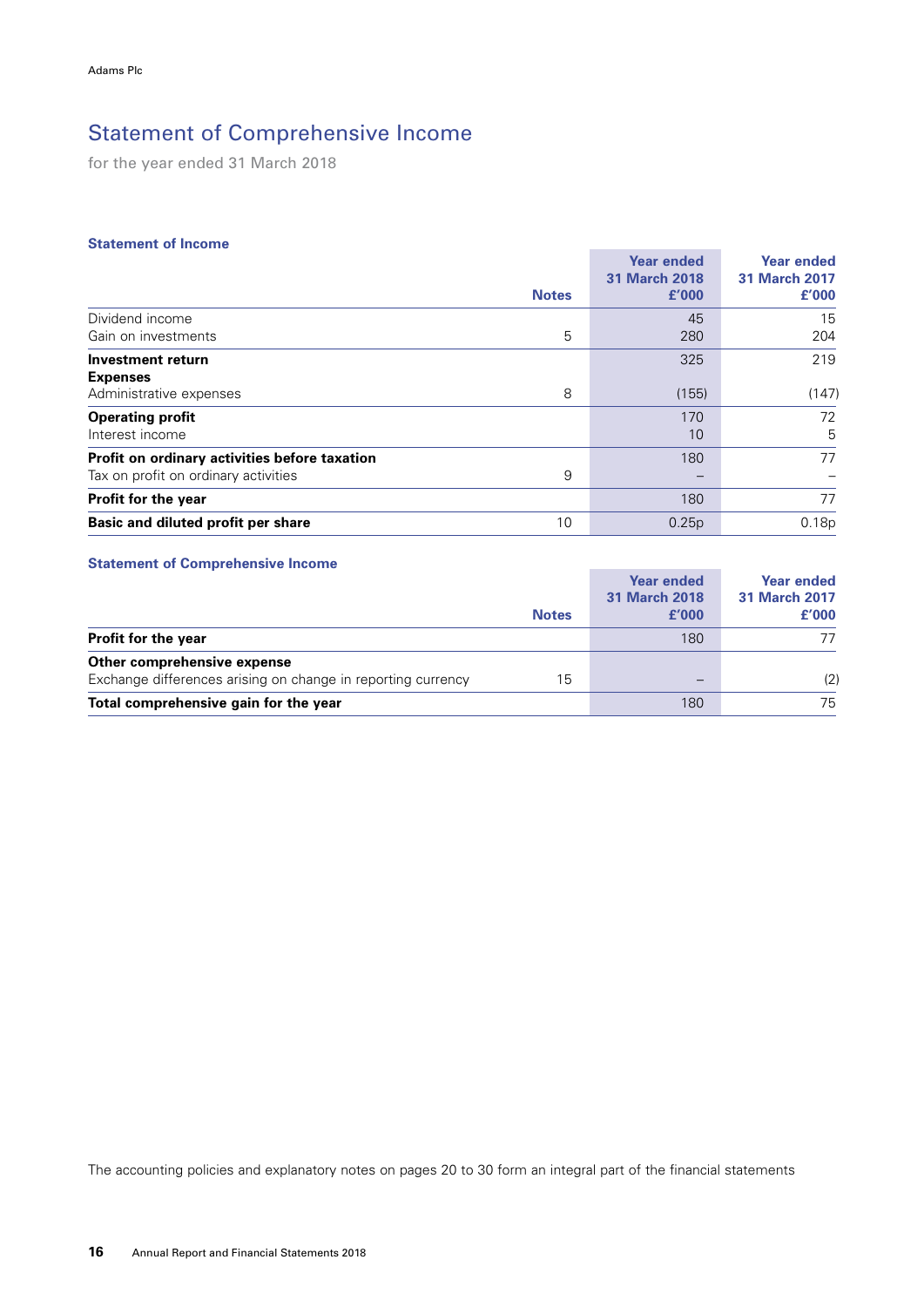# Statement of Comprehensive Income

for the year ended 31 March 2018

### Statement of Income

| | Notes | Year ended 31 March 2018 £'000 | Year ended 31 March 2017 £'000 |
|---|---|---|---|
| Dividend income | | 45 | 15 |
| Gain on investments | 5 | 280 | 204 |
| **Investment return** | | 325 | 219 |
| **Expenses** | | | |
| Administrative expenses | 8 | (155) | (147) |
| **Operating profit** | | 170 | 72 |
| Interest income | | 10 | 5 |
| **Profit on ordinary activities before taxation** | | 180 | 77 |
| Tax on profit on ordinary activities | 9 | – | – |
| **Profit for the year** | | 180 | 77 |
| **Basic and diluted profit per share** | 10 | 0.25p | 0.18p |

### Statement of Comprehensive Income

| | Notes | Year ended 31 March 2018 £'000 | Year ended 31 March 2017 £'000 |
|---|---|---|---|
| **Profit for the year** | | 180 | 77 |
| **Other comprehensive expense** | | | |
| Exchange differences arising on change in reporting currency | 15 | – | (2) |
| **Total comprehensive gain for the year** | | 180 | 75 |

The accounting policies and explanatory notes on pages 20 to 30 form an integral part of the financial statements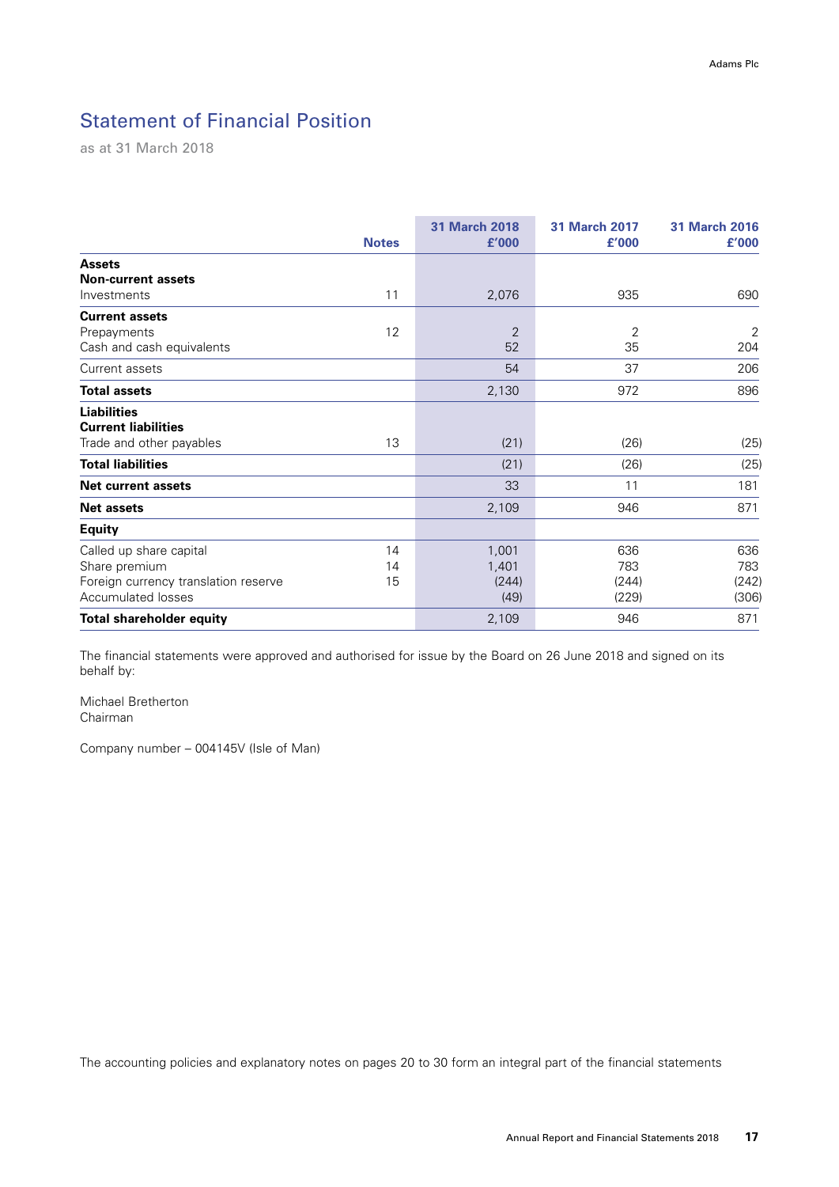# Statement of Financial Position

as at 31 March 2018

| | Notes | 31 March 2018 £'000 | 31 March 2017 £'000 | 31 March 2016 £'000 |
|---|---|---|---|---|
| **Assets** | | | | |
| **Non-current assets** | | | | |
| Investments | 11 | 2,076 | 935 | 690 |
| **Current assets** | | | | |
| Prepayments | 12 | 2 | 2 | 2 |
| Cash and cash equivalents | | 52 | 35 | 204 |
| Current assets | | 54 | 37 | 206 |
| **Total assets** | | 2,130 | 972 | 896 |
| **Liabilities** | | | | |
| **Current liabilities** | | | | |
| Trade and other payables | 13 | (21) | (26) | (25) |
| **Total liabilities** | | (21) | (26) | (25) |
| **Net current assets** | | 33 | 11 | 181 |
| **Net assets** | | 2,109 | 946 | 871 |
| **Equity** | | | | |
| Called up share capital | 14 | 1,001 | 636 | 636 |
| Share premium | 14 | 1,401 | 783 | 783 |
| Foreign currency translation reserve | 15 | (244) | (244) | (242) |
| Accumulated losses | | (49) | (229) | (306) |
| **Total shareholder equity** | | 2,109 | 946 | 871 |

The financial statements were approved and authorised for issue by the Board on 26 June 2018 and signed on its behalf by:

Michael Bretherton
Chairman

Company number – 004145V (Isle of Man)

The accounting policies and explanatory notes on pages 20 to 30 form an integral part of the financial statements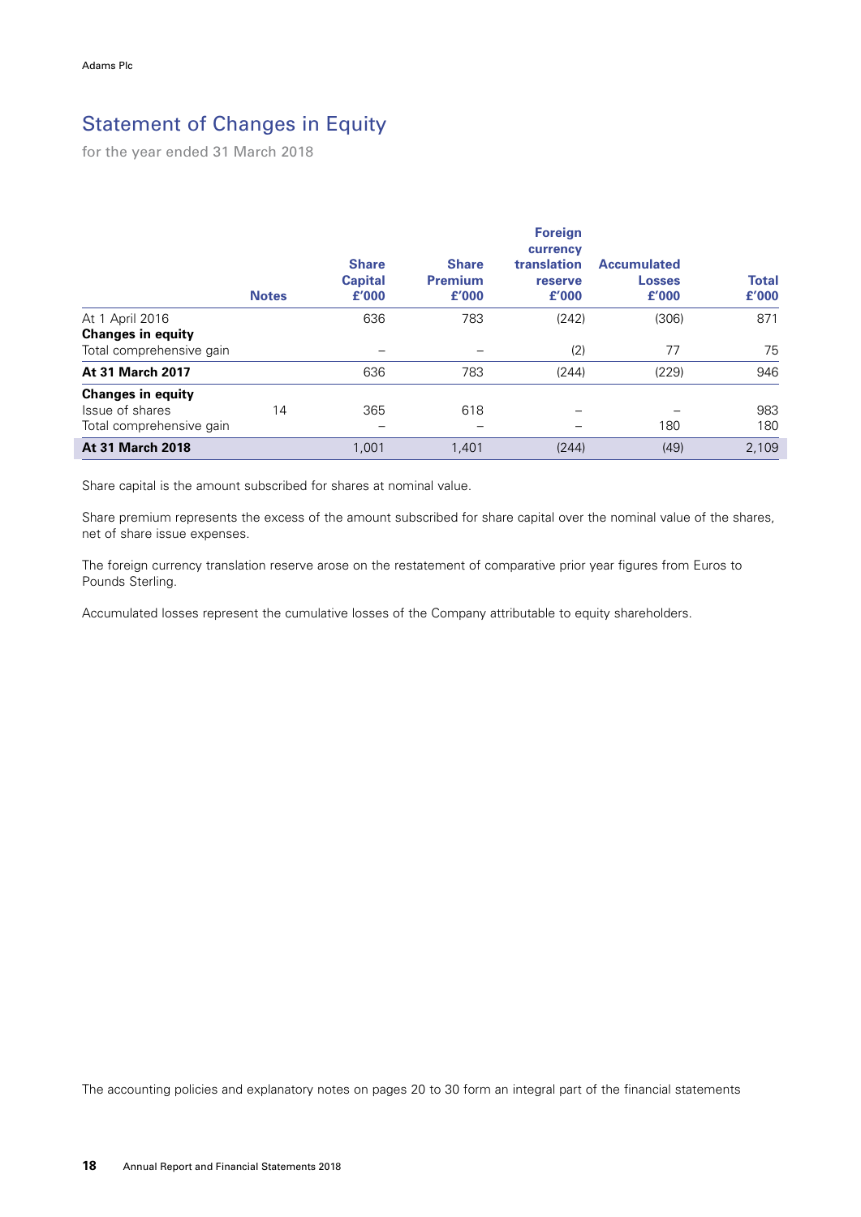# Statement of Changes in Equity

for the year ended 31 March 2018

| | Notes | Share Capital £'000 | Share Premium £'000 | Foreign currency translation reserve £'000 | Accumulated Losses £'000 | Total £'000 |
|---|---|---|---|---|---|---|
| At 1 April 2016 | | 636 | 783 | (242) | (306) | 871 |
| **Changes in equity** | | | | | | |
| Total comprehensive gain | | – | – | (2) | 77 | 75 |
| **At 31 March 2017** | | 636 | 783 | (244) | (229) | 946 |
| **Changes in equity** | | | | | | |
| Issue of shares | 14 | 365 | 618 | – | – | 983 |
| Total comprehensive gain | | – | – | – | 180 | 180 |
| **At 31 March 2018** | | 1,001 | 1,401 | (244) | (49) | 2,109 |

Share capital is the amount subscribed for shares at nominal value.

Share premium represents the excess of the amount subscribed for share capital over the nominal value of the shares, net of share issue expenses.

The foreign currency translation reserve arose on the restatement of comparative prior year figures from Euros to Pounds Sterling.

Accumulated losses represent the cumulative losses of the Company attributable to equity shareholders.

The accounting policies and explanatory notes on pages 20 to 30 form an integral part of the financial statements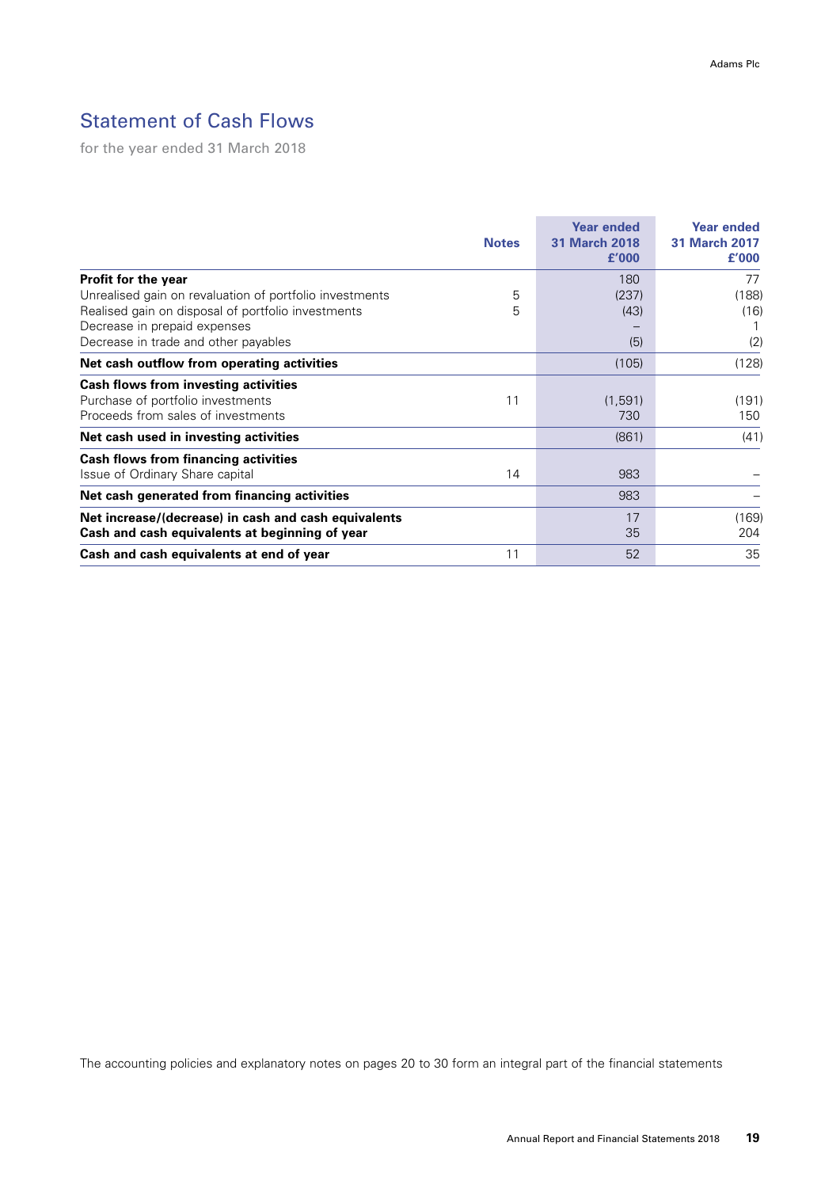# Statement of Cash Flows

for the year ended 31 March 2018

| | Notes | Year ended 31 March 2018 £'000 | Year ended 31 March 2017 £'000 |
|---|---|---|---|
| **Profit for the year** | | 180 | 77 |
| Unrealised gain on revaluation of portfolio investments | 5 | (237) | (188) |
| Realised gain on disposal of portfolio investments | 5 | (43) | (16) |
| Decrease in prepaid expenses | | – | 1 |
| Decrease in trade and other payables | | (5) | (2) |
| **Net cash outflow from operating activities** | | (105) | (128) |
| **Cash flows from investing activities** | | | |
| Purchase of portfolio investments | 11 | (1,591) | (191) |
| Proceeds from sales of investments | | 730 | 150 |
| **Net cash used in investing activities** | | (861) | (41) |
| **Cash flows from financing activities** | | | |
| Issue of Ordinary Share capital | 14 | 983 | – |
| **Net cash generated from financing activities** | | 983 | – |
| **Net increase/(decrease) in cash and cash equivalents** | | 17 | (169) |
| **Cash and cash equivalents at beginning of year** | | 35 | 204 |
| **Cash and cash equivalents at end of year** | 11 | 52 | 35 |

The accounting policies and explanatory notes on pages 20 to 30 form an integral part of the financial statements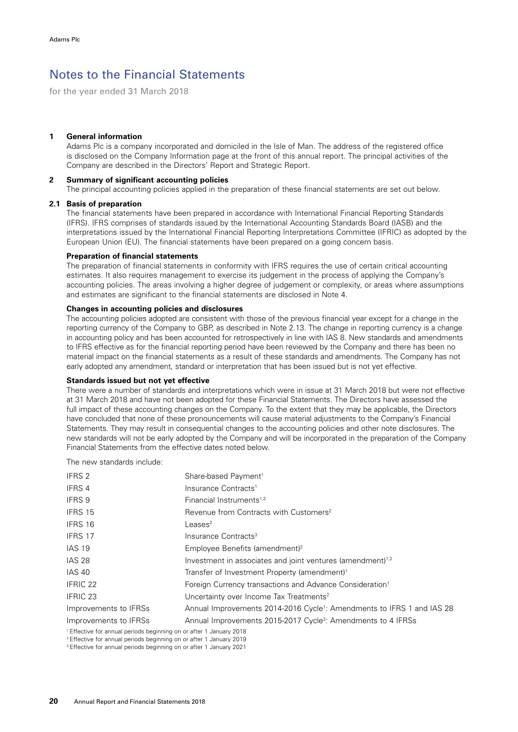# Notes to the Financial Statements

for the year ended 31 March 2018

## 1 General information

Adams Plc is a company incorporated and domiciled in the Isle of Man. The address of the registered office is disclosed on the Company Information page at the front of this annual report. The principal activities of the Company are described in the Directors' Report and Strategic Report.

## 2 Summary of significant accounting policies

The principal accounting policies applied in the preparation of these financial statements are set out below.

### 2.1 Basis of preparation

The financial statements have been prepared in accordance with International Financial Reporting Standards (IFRS). IFRS comprises of standards issued by the International Accounting Standards Board (IASB) and the interpretations issued by the International Financial Reporting Interpretations Committee (IFRIC) as adopted by the European Union (EU). The financial statements have been prepared on a going concern basis.

**Preparation of financial statements**

The preparation of financial statements in conformity with IFRS requires the use of certain critical accounting estimates. It also requires management to exercise its judgement in the process of applying the Company's accounting policies. The areas involving a higher degree of judgement or complexity, or areas where assumptions and estimates are significant to the financial statements are disclosed in Note 4.

**Changes in accounting policies and disclosures**

The accounting policies adopted are consistent with those of the previous financial year except for a change in the reporting currency of the Company to GBP, as described in Note 2.13. The change in reporting currency is a change in accounting policy and has been accounted for retrospectively in line with IAS 8. New standards and amendments to IFRS effective as for the financial reporting period have been reviewed by the Company and there has been no material impact on the financial statements as a result of these standards and amendments. The Company has not early adopted any amendment, standard or interpretation that has been issued but is not yet effective.

**Standards issued but not yet effective**

There were a number of standards and interpretations which were in issue at 31 March 2018 but were not effective at 31 March 2018 and have not been adopted for these Financial Statements. The Directors have assessed the full impact of these accounting changes on the Company. To the extent that they may be applicable, the Directors have concluded that none of these pronouncements will cause material adjustments to the Company's Financial Statements. They may result in consequential changes to the accounting policies and other note disclosures. The new standards will not be early adopted by the Company and will be incorporated in the preparation of the Company Financial Statements from the effective dates noted below.

The new standards include:

| | |
|---|---|
| IFRS 2 | Share-based Payment[1] |
| IFRS 4 | Insurance Contracts[1] |
| IFRS 9 | Financial Instruments[1,2] |
| IFRS 15 | Revenue from Contracts with Customers[2] |
| IFRS 16 | Leases[2] |
| IFRS 17 | Insurance Contracts[3] |
| IAS 19 | Employee Benefits (amendment)[2] |
| IAS 28 | Investment in associates and joint ventures (amendment)[1,2] |
| IAS 40 | Transfer of Investment Property (amendment)[1] |
| IFRIC 22 | Foreign Currency transactions and Advance Consideration[1] |
| IFRIC 23 | Uncertainty over Income Tax Treatments[2] |
| Improvements to IFRSs | Annual Improvements 2014-2016 Cycle[1]: Amendments to IFRS 1 and IAS 28 |
| Improvements to IFRSs | Annual Improvements 2015-2017 Cycle[2]: Amendments to 4 IFRSs |

[1] Effective for annual periods beginning on or after 1 January 2018
[2] Effective for annual periods beginning on or after 1 January 2019
[3] Effective for annual periods beginning on or after 1 January 2021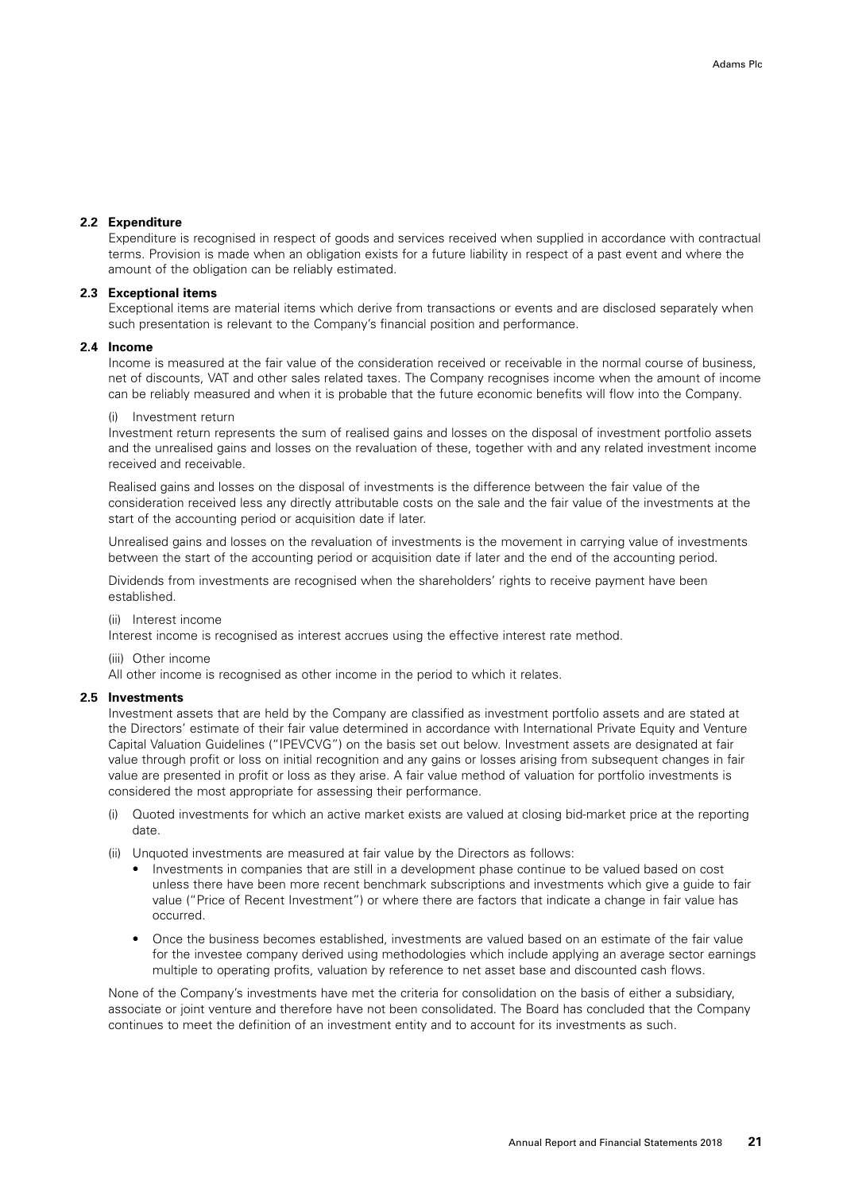### 2.2 Expenditure

Expenditure is recognised in respect of goods and services received when supplied in accordance with contractual terms. Provision is made when an obligation exists for a future liability in respect of a past event and where the amount of the obligation can be reliably estimated.

### 2.3 Exceptional items

Exceptional items are material items which derive from transactions or events and are disclosed separately when such presentation is relevant to the Company's financial position and performance.

### 2.4 Income

Income is measured at the fair value of the consideration received or receivable in the normal course of business, net of discounts, VAT and other sales related taxes. The Company recognises income when the amount of income can be reliably measured and when it is probable that the future economic benefits will flow into the Company.

(i) Investment return

Investment return represents the sum of realised gains and losses on the disposal of investment portfolio assets and the unrealised gains and losses on the revaluation of these, together with and any related investment income received and receivable.

Realised gains and losses on the disposal of investments is the difference between the fair value of the consideration received less any directly attributable costs on the sale and the fair value of the investments at the start of the accounting period or acquisition date if later.

Unrealised gains and losses on the revaluation of investments is the movement in carrying value of investments between the start of the accounting period or acquisition date if later and the end of the accounting period.

Dividends from investments are recognised when the shareholders' rights to receive payment have been established.

(ii) Interest income

Interest income is recognised as interest accrues using the effective interest rate method.

(iii) Other income

All other income is recognised as other income in the period to which it relates.

### 2.5 Investments

Investment assets that are held by the Company are classified as investment portfolio assets and are stated at the Directors' estimate of their fair value determined in accordance with International Private Equity and Venture Capital Valuation Guidelines ("IPEVCVG") on the basis set out below. Investment assets are designated at fair value through profit or loss on initial recognition and any gains or losses arising from subsequent changes in fair value are presented in profit or loss as they arise. A fair value method of valuation for portfolio investments is considered the most appropriate for assessing their performance.

(i) Quoted investments for which an active market exists are valued at closing bid-market price at the reporting date.

(ii) Unquoted investments are measured at fair value by the Directors as follows:

- Investments in companies that are still in a development phase continue to be valued based on cost unless there have been more recent benchmark subscriptions and investments which give a guide to fair value ("Price of Recent Investment") or where there are factors that indicate a change in fair value has occurred.
- Once the business becomes established, investments are valued based on an estimate of the fair value for the investee company derived using methodologies which include applying an average sector earnings multiple to operating profits, valuation by reference to net asset base and discounted cash flows.

None of the Company's investments have met the criteria for consolidation on the basis of either a subsidiary, associate or joint venture and therefore have not been consolidated. The Board has concluded that the Company continues to meet the definition of an investment entity and to account for its investments as such.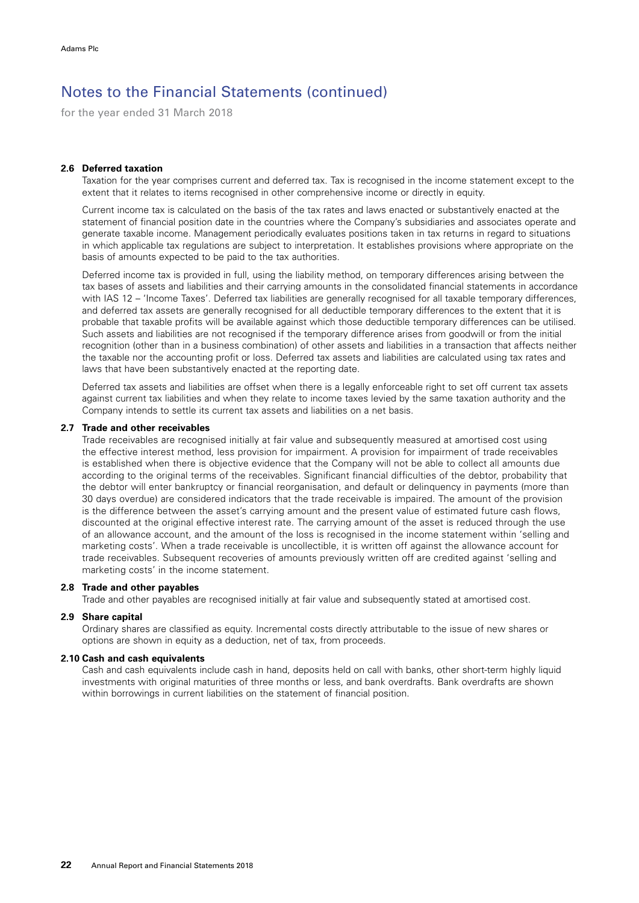# Notes to the Financial Statements (continued)

for the year ended 31 March 2018

### 2.6 Deferred taxation

Taxation for the year comprises current and deferred tax. Tax is recognised in the income statement except to the extent that it relates to items recognised in other comprehensive income or directly in equity.

Current income tax is calculated on the basis of the tax rates and laws enacted or substantively enacted at the statement of financial position date in the countries where the Company's subsidiaries and associates operate and generate taxable income. Management periodically evaluates positions taken in tax returns in regard to situations in which applicable tax regulations are subject to interpretation. It establishes provisions where appropriate on the basis of amounts expected to be paid to the tax authorities.

Deferred income tax is provided in full, using the liability method, on temporary differences arising between the tax bases of assets and liabilities and their carrying amounts in the consolidated financial statements in accordance with IAS 12 – 'Income Taxes'. Deferred tax liabilities are generally recognised for all taxable temporary differences, and deferred tax assets are generally recognised for all deductible temporary differences to the extent that it is probable that taxable profits will be available against which those deductible temporary differences can be utilised. Such assets and liabilities are not recognised if the temporary difference arises from goodwill or from the initial recognition (other than in a business combination) of other assets and liabilities in a transaction that affects neither the taxable nor the accounting profit or loss. Deferred tax assets and liabilities are calculated using tax rates and laws that have been substantively enacted at the reporting date.

Deferred tax assets and liabilities are offset when there is a legally enforceable right to set off current tax assets against current tax liabilities and when they relate to income taxes levied by the same taxation authority and the Company intends to settle its current tax assets and liabilities on a net basis.

### 2.7 Trade and other receivables

Trade receivables are recognised initially at fair value and subsequently measured at amortised cost using the effective interest method, less provision for impairment. A provision for impairment of trade receivables is established when there is objective evidence that the Company will not be able to collect all amounts due according to the original terms of the receivables. Significant financial difficulties of the debtor, probability that the debtor will enter bankruptcy or financial reorganisation, and default or delinquency in payments (more than 30 days overdue) are considered indicators that the trade receivable is impaired. The amount of the provision is the difference between the asset's carrying amount and the present value of estimated future cash flows, discounted at the original effective interest rate. The carrying amount of the asset is reduced through the use of an allowance account, and the amount of the loss is recognised in the income statement within 'selling and marketing costs'. When a trade receivable is uncollectible, it is written off against the allowance account for trade receivables. Subsequent recoveries of amounts previously written off are credited against 'selling and marketing costs' in the income statement.

### 2.8 Trade and other payables

Trade and other payables are recognised initially at fair value and subsequently stated at amortised cost.

### 2.9 Share capital

Ordinary shares are classified as equity. Incremental costs directly attributable to the issue of new shares or options are shown in equity as a deduction, net of tax, from proceeds.

### 2.10 Cash and cash equivalents

Cash and cash equivalents include cash in hand, deposits held on call with banks, other short-term highly liquid investments with original maturities of three months or less, and bank overdrafts. Bank overdrafts are shown within borrowings in current liabilities on the statement of financial position.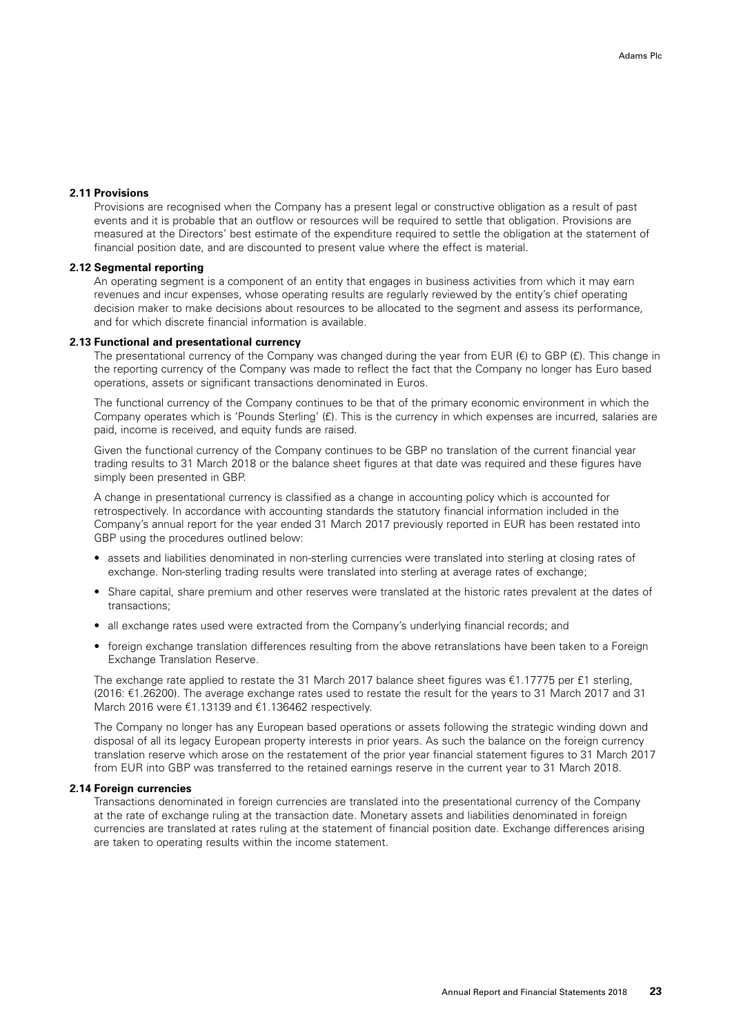### 2.11 Provisions

Provisions are recognised when the Company has a present legal or constructive obligation as a result of past events and it is probable that an outflow or resources will be required to settle that obligation. Provisions are measured at the Directors' best estimate of the expenditure required to settle the obligation at the statement of financial position date, and are discounted to present value where the effect is material.

### 2.12 Segmental reporting

An operating segment is a component of an entity that engages in business activities from which it may earn revenues and incur expenses, whose operating results are regularly reviewed by the entity's chief operating decision maker to make decisions about resources to be allocated to the segment and assess its performance, and for which discrete financial information is available.

### 2.13 Functional and presentational currency

The presentational currency of the Company was changed during the year from EUR (€) to GBP (£). This change in the reporting currency of the Company was made to reflect the fact that the Company no longer has Euro based operations, assets or significant transactions denominated in Euros.

The functional currency of the Company continues to be that of the primary economic environment in which the Company operates which is 'Pounds Sterling' (£). This is the currency in which expenses are incurred, salaries are paid, income is received, and equity funds are raised.

Given the functional currency of the Company continues to be GBP no translation of the current financial year trading results to 31 March 2018 or the balance sheet figures at that date was required and these figures have simply been presented in GBP.

A change in presentational currency is classified as a change in accounting policy which is accounted for retrospectively. In accordance with accounting standards the statutory financial information included in the Company's annual report for the year ended 31 March 2017 previously reported in EUR has been restated into GBP using the procedures outlined below:

- assets and liabilities denominated in non-sterling currencies were translated into sterling at closing rates of exchange. Non-sterling trading results were translated into sterling at average rates of exchange;
- Share capital, share premium and other reserves were translated at the historic rates prevalent at the dates of transactions;
- all exchange rates used were extracted from the Company's underlying financial records; and
- foreign exchange translation differences resulting from the above retranslations have been taken to a Foreign Exchange Translation Reserve.

The exchange rate applied to restate the 31 March 2017 balance sheet figures was €1.17775 per £1 sterling, (2016: €1.26200). The average exchange rates used to restate the result for the years to 31 March 2017 and 31 March 2016 were €1.13139 and €1.136462 respectively.

The Company no longer has any European based operations or assets following the strategic winding down and disposal of all its legacy European property interests in prior years. As such the balance on the foreign currency translation reserve which arose on the restatement of the prior year financial statement figures to 31 March 2017 from EUR into GBP was transferred to the retained earnings reserve in the current year to 31 March 2018.

### 2.14 Foreign currencies

Transactions denominated in foreign currencies are translated into the presentational currency of the Company at the rate of exchange ruling at the transaction date. Monetary assets and liabilities denominated in foreign currencies are translated at rates ruling at the statement of financial position date. Exchange differences arising are taken to operating results within the income statement.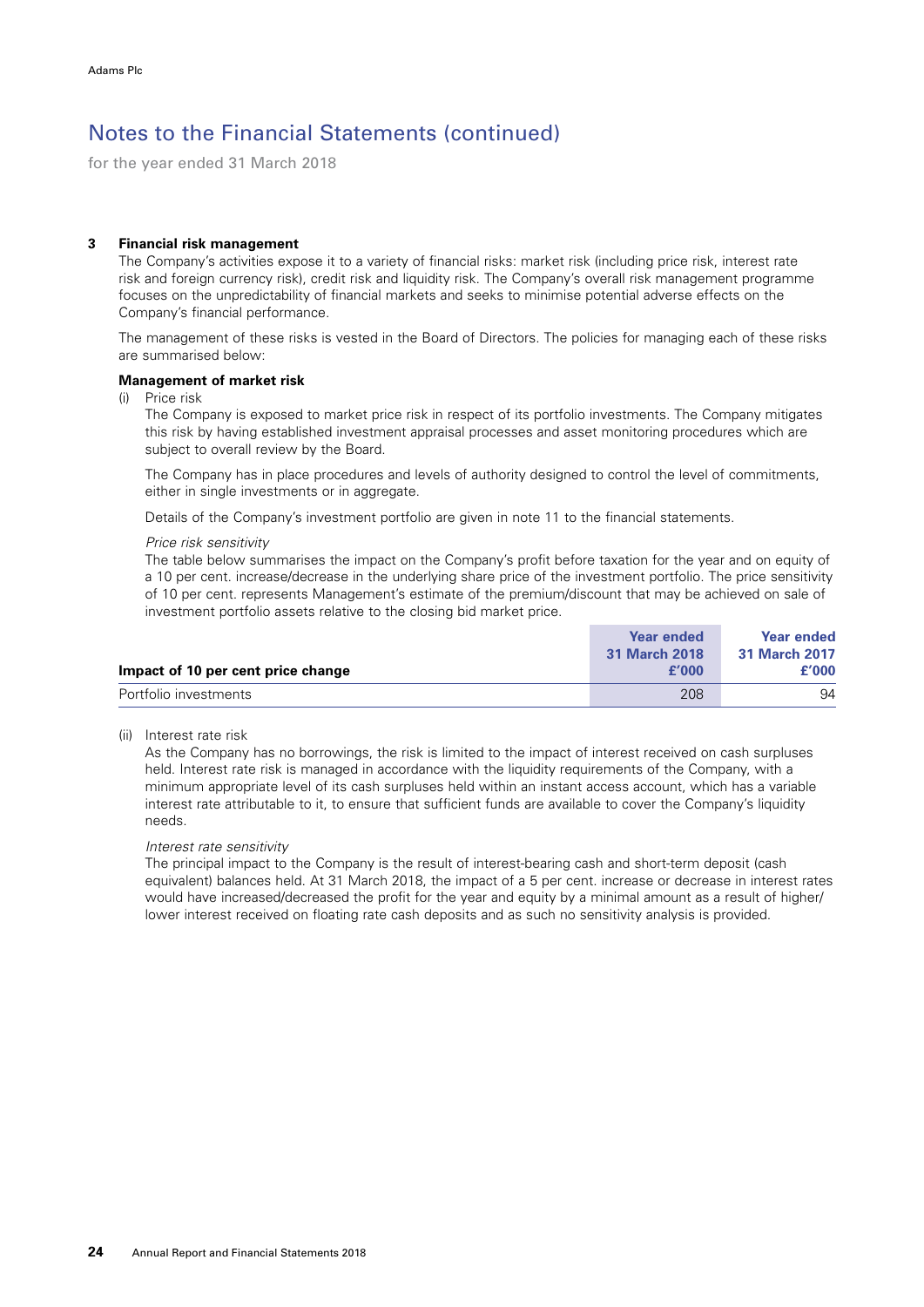# Notes to the Financial Statements (continued)

for the year ended 31 March 2018

### 3 Financial risk management

The Company's activities expose it to a variety of financial risks: market risk (including price risk, interest rate risk and foreign currency risk), credit risk and liquidity risk. The Company's overall risk management programme focuses on the unpredictability of financial markets and seeks to minimise potential adverse effects on the Company's financial performance.

The management of these risks is vested in the Board of Directors. The policies for managing each of these risks are summarised below:

**Management of market risk**

(i) Price risk

The Company is exposed to market price risk in respect of its portfolio investments. The Company mitigates this risk by having established investment appraisal processes and asset monitoring procedures which are subject to overall review by the Board.

The Company has in place procedures and levels of authority designed to control the level of commitments, either in single investments or in aggregate.

Details of the Company's investment portfolio are given in note 11 to the financial statements.

*Price risk sensitivity*

The table below summarises the impact on the Company's profit before taxation for the year and on equity of a 10 per cent. increase/decrease in the underlying share price of the investment portfolio. The price sensitivity of 10 per cent. represents Management's estimate of the premium/discount that may be achieved on sale of investment portfolio assets relative to the closing bid market price.

| Impact of 10 per cent price change | Year ended 31 March 2018 £'000 | Year ended 31 March 2017 £'000 |
|---|---|---|
| Portfolio investments | 208 | 94 |

(ii) Interest rate risk

As the Company has no borrowings, the risk is limited to the impact of interest received on cash surpluses held. Interest rate risk is managed in accordance with the liquidity requirements of the Company, with a minimum appropriate level of its cash surpluses held within an instant access account, which has a variable interest rate attributable to it, to ensure that sufficient funds are available to cover the Company's liquidity needs.

*Interest rate sensitivity*

The principal impact to the Company is the result of interest-bearing cash and short-term deposit (cash equivalent) balances held. At 31 March 2018, the impact of a 5 per cent. increase or decrease in interest rates would have increased/decreased the profit for the year and equity by a minimal amount as a result of higher/lower interest received on floating rate cash deposits and as such no sensitivity analysis is provided.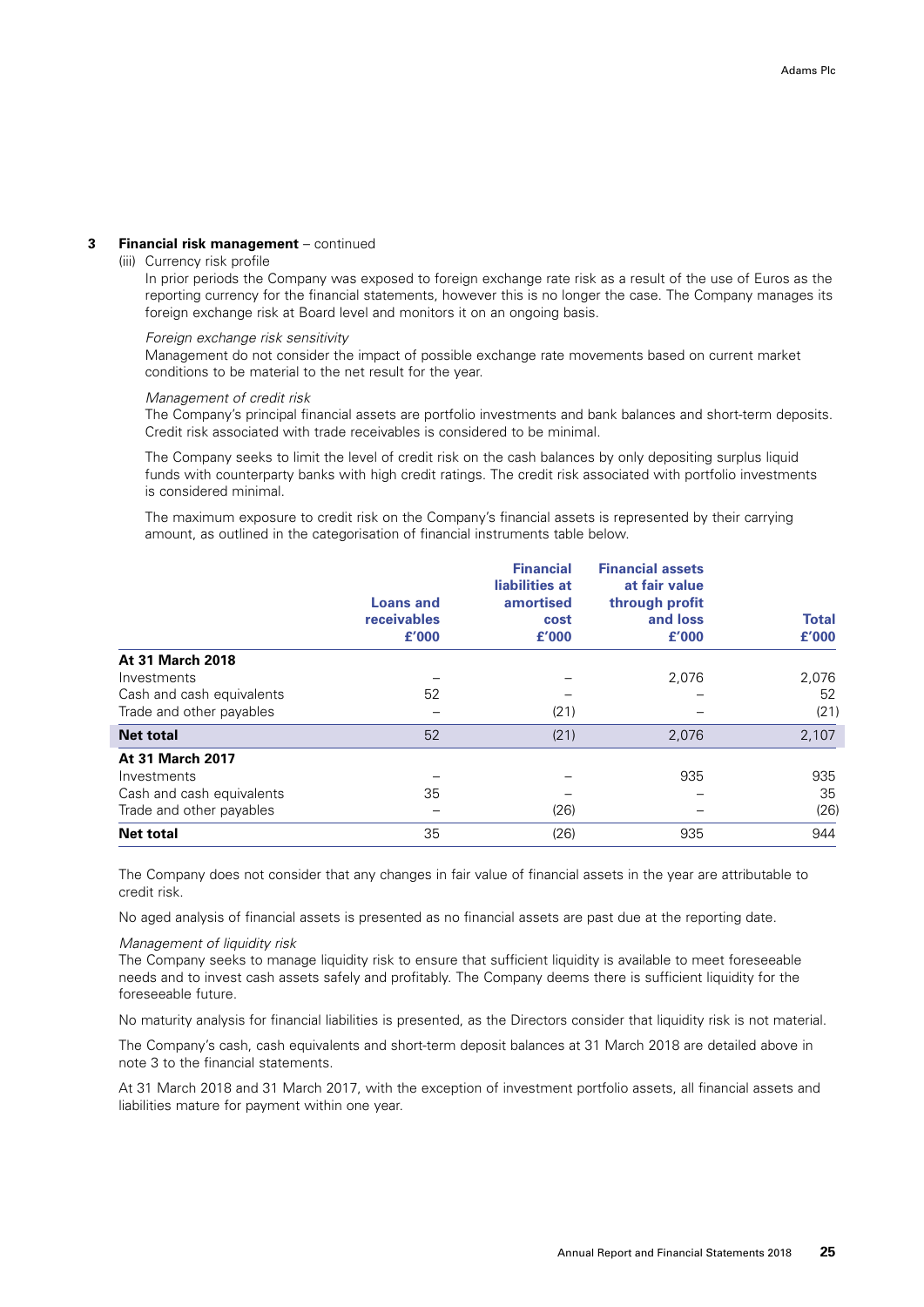### 3 Financial risk management – continued

(iii) Currency risk profile

In prior periods the Company was exposed to foreign exchange rate risk as a result of the use of Euros as the reporting currency for the financial statements, however this is no longer the case. The Company manages its foreign exchange risk at Board level and monitors it on an ongoing basis.

*Foreign exchange risk sensitivity*

Management do not consider the impact of possible exchange rate movements based on current market conditions to be material to the net result for the year.

*Management of credit risk*

The Company's principal financial assets are portfolio investments and bank balances and short-term deposits. Credit risk associated with trade receivables is considered to be minimal.

The Company seeks to limit the level of credit risk on the cash balances by only depositing surplus liquid funds with counterparty banks with high credit ratings. The credit risk associated with portfolio investments is considered minimal.

The maximum exposure to credit risk on the Company's financial assets is represented by their carrying amount, as outlined in the categorisation of financial instruments table below.

| | Loans and receivables £'000 | Financial liabilities at amortised cost £'000 | Financial assets at fair value through profit and loss £'000 | Total £'000 |
|---|---|---|---|---|
| **At 31 March 2018** | | | | |
| Investments | – | – | 2,076 | 2,076 |
| Cash and cash equivalents | 52 | – | – | 52 |
| Trade and other payables | – | (21) | – | (21) |
| **Net total** | 52 | (21) | 2,076 | 2,107 |
| **At 31 March 2017** | | | | |
| Investments | – | – | 935 | 935 |
| Cash and cash equivalents | 35 | – | – | 35 |
| Trade and other payables | – | (26) | – | (26) |
| **Net total** | 35 | (26) | 935 | 944 |

The Company does not consider that any changes in fair value of financial assets in the year are attributable to credit risk.

No aged analysis of financial assets is presented as no financial assets are past due at the reporting date.

*Management of liquidity risk*

The Company seeks to manage liquidity risk to ensure that sufficient liquidity is available to meet foreseeable needs and to invest cash assets safely and profitably. The Company deems there is sufficient liquidity for the foreseeable future.

No maturity analysis for financial liabilities is presented, as the Directors consider that liquidity risk is not material.

The Company's cash, cash equivalents and short-term deposit balances at 31 March 2018 are detailed above in note 3 to the financial statements.

At 31 March 2018 and 31 March 2017, with the exception of investment portfolio assets, all financial assets and liabilities mature for payment within one year.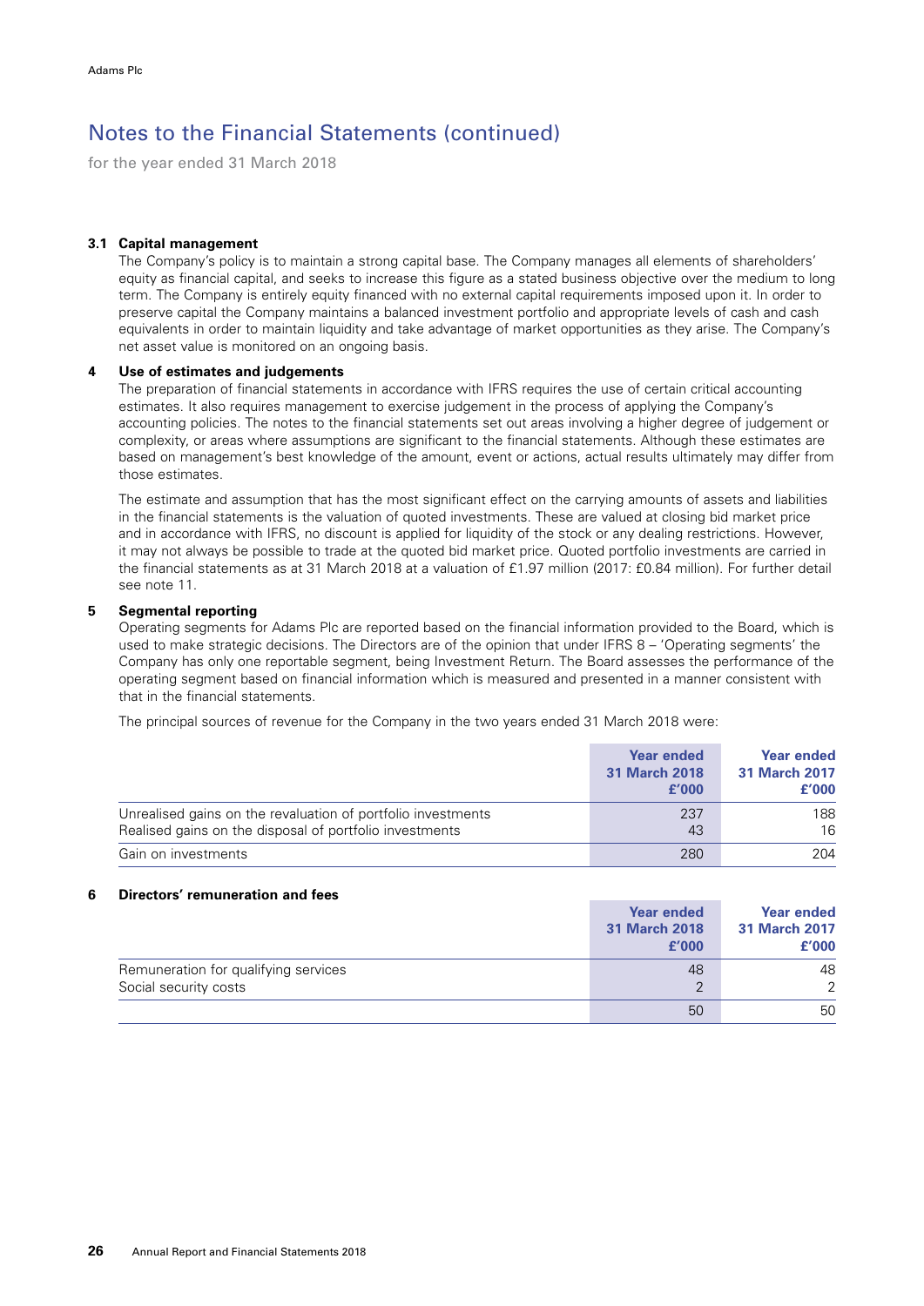# Notes to the Financial Statements (continued)

for the year ended 31 March 2018

### 3.1 Capital management

The Company's policy is to maintain a strong capital base. The Company manages all elements of shareholders' equity as financial capital, and seeks to increase this figure as a stated business objective over the medium to long term. The Company is entirely equity financed with no external capital requirements imposed upon it. In order to preserve capital the Company maintains a balanced investment portfolio and appropriate levels of cash and cash equivalents in order to maintain liquidity and take advantage of market opportunities as they arise. The Company's net asset value is monitored on an ongoing basis.

### 4 Use of estimates and judgements

The preparation of financial statements in accordance with IFRS requires the use of certain critical accounting estimates. It also requires management to exercise judgement in the process of applying the Company's accounting policies. The notes to the financial statements set out areas involving a higher degree of judgement or complexity, or areas where assumptions are significant to the financial statements. Although these estimates are based on management's best knowledge of the amount, event or actions, actual results ultimately may differ from those estimates.

The estimate and assumption that has the most significant effect on the carrying amounts of assets and liabilities in the financial statements is the valuation of quoted investments. These are valued at closing bid market price and in accordance with IFRS, no discount is applied for liquidity of the stock or any dealing restrictions. However, it may not always be possible to trade at the quoted bid market price. Quoted portfolio investments are carried in the financial statements as at 31 March 2018 at a valuation of £1.97 million (2017: £0.84 million). For further detail see note 11.

### 5 Segmental reporting

Operating segments for Adams Plc are reported based on the financial information provided to the Board, which is used to make strategic decisions. The Directors are of the opinion that under IFRS 8 – 'Operating segments' the Company has only one reportable segment, being Investment Return. The Board assesses the performance of the operating segment based on financial information which is measured and presented in a manner consistent with that in the financial statements.

The principal sources of revenue for the Company in the two years ended 31 March 2018 were:

| | Year ended 31 March 2018 £'000 | Year ended 31 March 2017 £'000 |
|---|---|---|
| Unrealised gains on the revaluation of portfolio investments | 237 | 188 |
| Realised gains on the disposal of portfolio investments | 43 | 16 |
| Gain on investments | 280 | 204 |

### 6 Directors' remuneration and fees

| | Year ended 31 March 2018 £'000 | Year ended 31 March 2017 £'000 |
|---|---|---|
| Remuneration for qualifying services | 48 | 48 |
| Social security costs | 2 | 2 |
| | 50 | 50 |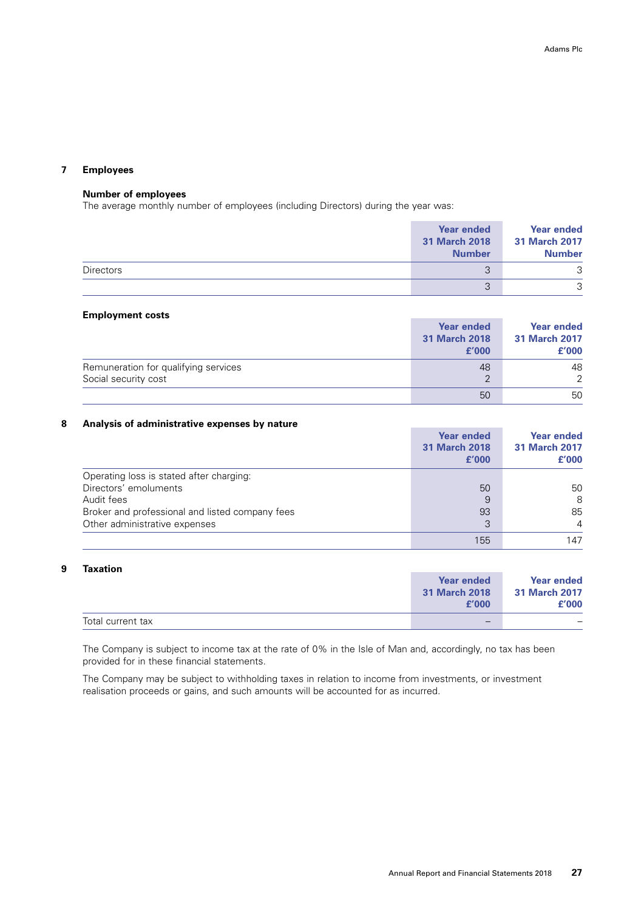## 7 Employees

**Number of employees**

The average monthly number of employees (including Directors) during the year was:

| | Year ended 31 March 2018 Number | Year ended 31 March 2017 Number |
|---|---|---|
| Directors | 3 | 3 |
| | 3 | 3 |

**Employment costs**

| | Year ended 31 March 2018 £'000 | Year ended 31 March 2017 £'000 |
|---|---|---|
| Remuneration for qualifying services | 48 | 48 |
| Social security cost | 2 | 2 |
| | 50 | 50 |

## 8 Analysis of administrative expenses by nature

| | Year ended 31 March 2018 £'000 | Year ended 31 March 2017 £'000 |
|---|---|---|
| Operating loss is stated after charging: | | |
| Directors' emoluments | 50 | 50 |
| Audit fees | 9 | 8 |
| Broker and professional and listed company fees | 93 | 85 |
| Other administrative expenses | 3 | 4 |
| | 155 | 147 |

## 9 Taxation

| | Year ended 31 March 2018 £'000 | Year ended 31 March 2017 £'000 |
|---|---|---|
| Total current tax | – | – |

The Company is subject to income tax at the rate of 0% in the Isle of Man and, accordingly, no tax has been provided for in these financial statements.

The Company may be subject to withholding taxes in relation to income from investments, or investment realisation proceeds or gains, and such amounts will be accounted for as incurred.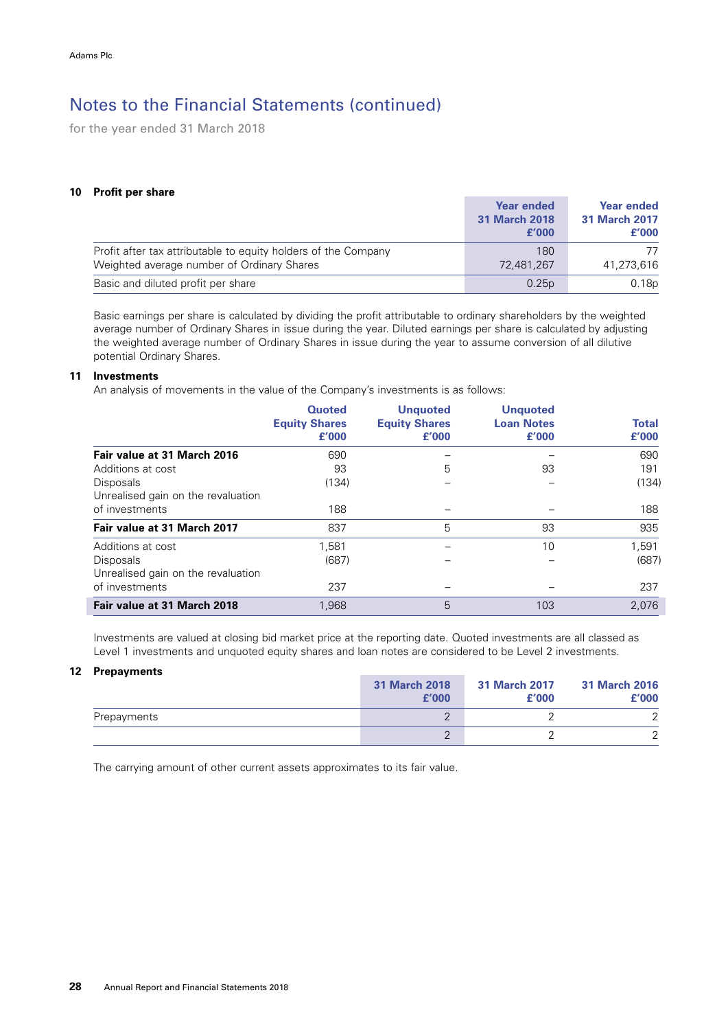## Notes to the Financial Statements (continued)

for the year ended 31 March 2018

### 10 Profit per share

| | Year ended 31 March 2018 £'000 | Year ended 31 March 2017 £'000 |
|---|---|---|
| Profit after tax attributable to equity holders of the Company | 180 | 77 |
| Weighted average number of Ordinary Shares | 72,481,267 | 41,273,616 |
| Basic and diluted profit per share | 0.25p | 0.18p |

Basic earnings per share is calculated by dividing the profit attributable to ordinary shareholders by the weighted average number of Ordinary Shares in issue during the year. Diluted earnings per share is calculated by adjusting the weighted average number of Ordinary Shares in issue during the year to assume conversion of all dilutive potential Ordinary Shares.

### 11 Investments

An analysis of movements in the value of the Company's investments is as follows:

| | Quoted Equity Shares £'000 | Unquoted Equity Shares £'000 | Unquoted Loan Notes £'000 | Total £'000 |
|---|---|---|---|---|
| **Fair value at 31 March 2016** | 690 | – | – | 690 |
| Additions at cost | 93 | 5 | 93 | 191 |
| Disposals | (134) | – | – | (134) |
| Unrealised gain on the revaluation of investments | 188 | – | – | 188 |
| **Fair value at 31 March 2017** | 837 | 5 | 93 | 935 |
| Additions at cost | 1,581 | – | 10 | 1,591 |
| Disposals | (687) | – | – | (687) |
| Unrealised gain on the revaluation of investments | 237 | – | – | 237 |
| **Fair value at 31 March 2018** | 1,968 | 5 | 103 | 2,076 |

Investments are valued at closing bid market price at the reporting date. Quoted investments are all classed as Level 1 investments and unquoted equity shares and loan notes are considered to be Level 2 investments.

### 12 Prepayments

| | 31 March 2018 £'000 | 31 March 2017 £'000 | 31 March 2016 £'000 |
|---|---|---|---|
| Prepayments | 2 | 2 | 2 |
| | 2 | 2 | 2 |

The carrying amount of other current assets approximates to its fair value.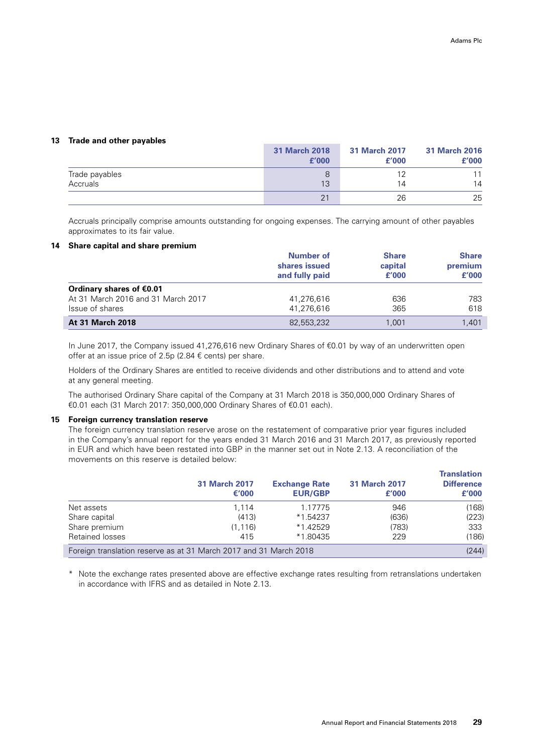## 13 Trade and other payables

| | 31 March 2018 £'000 | 31 March 2017 £'000 | 31 March 2016 £'000 |
|---|---|---|---|
| Trade payables | 8 | 12 | 11 |
| Accruals | 13 | 14 | 14 |
| | 21 | 26 | 25 |

Accruals principally comprise amounts outstanding for ongoing expenses. The carrying amount of other payables approximates to its fair value.

## 14 Share capital and share premium

| | Number of shares issued and fully paid | Share capital £'000 | Share premium £'000 |
|---|---|---|---|
| **Ordinary shares of €0.01** | | | |
| At 31 March 2016 and 31 March 2017 | 41,276,616 | 636 | 783 |
| Issue of shares | 41,276,616 | 365 | 618 |
| **At 31 March 2018** | 82,553,232 | 1,001 | 1,401 |

In June 2017, the Company issued 41,276,616 new Ordinary Shares of €0.01 by way of an underwritten open offer at an issue price of 2.5p (2.84 € cents) per share.

Holders of the Ordinary Shares are entitled to receive dividends and other distributions and to attend and vote at any general meeting.

The authorised Ordinary Share capital of the Company at 31 March 2018 is 350,000,000 Ordinary Shares of €0.01 each (31 March 2017: 350,000,000 Ordinary Shares of €0.01 each).

## 15 Foreign currency translation reserve

The foreign currency translation reserve arose on the restatement of comparative prior year figures included in the Company's annual report for the years ended 31 March 2016 and 31 March 2017, as previously reported in EUR and which have been restated into GBP in the manner set out in Note 2.13. A reconciliation of the movements on this reserve is detailed below:

| | 31 March 2017 €'000 | Exchange Rate EUR/GBP | 31 March 2017 £'000 | Translation Difference £'000 |
|---|---|---|---|---|
| Net assets | 1,114 | 1.17775 | 946 | (168) |
| Share capital | (413) | *1.54237 | (636) | (223) |
| Share premium | (1,116) | *1.42529 | (783) | 333 |
| Retained losses | 415 | *1.80435 | 229 | (186) |
| Foreign translation reserve as at 31 March 2017 and 31 March 2018 | | | | (244) |

\* Note the exchange rates presented above are effective exchange rates resulting from retranslations undertaken in accordance with IFRS and as detailed in Note 2.13.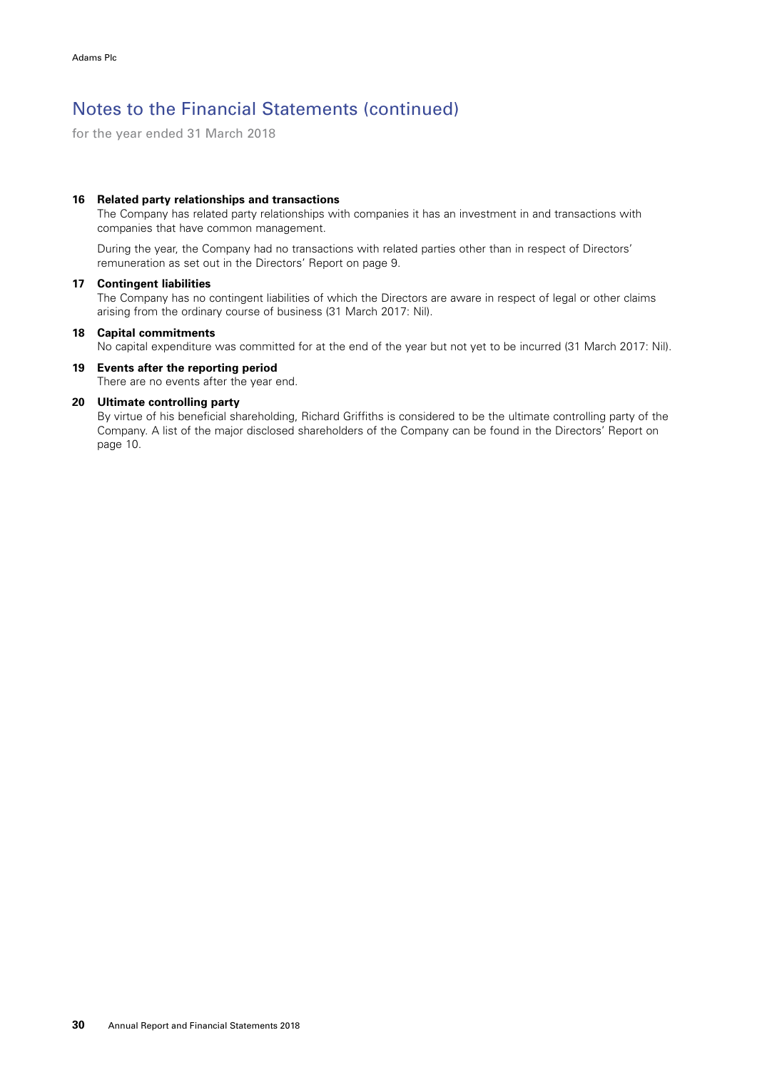# Notes to the Financial Statements (continued)

for the year ended 31 March 2018

**16 Related party relationships and transactions**

The Company has related party relationships with companies it has an investment in and transactions with companies that have common management.

During the year, the Company had no transactions with related parties other than in respect of Directors' remuneration as set out in the Directors' Report on page 9.

**17 Contingent liabilities**

The Company has no contingent liabilities of which the Directors are aware in respect of legal or other claims arising from the ordinary course of business (31 March 2017: Nil).

**18 Capital commitments**

No capital expenditure was committed for at the end of the year but not yet to be incurred (31 March 2017: Nil).

**19 Events after the reporting period**

There are no events after the year end.

**20 Ultimate controlling party**

By virtue of his beneficial shareholding, Richard Griffiths is considered to be the ultimate controlling party of the Company. A list of the major disclosed shareholders of the Company can be found in the Directors' Report on page 10.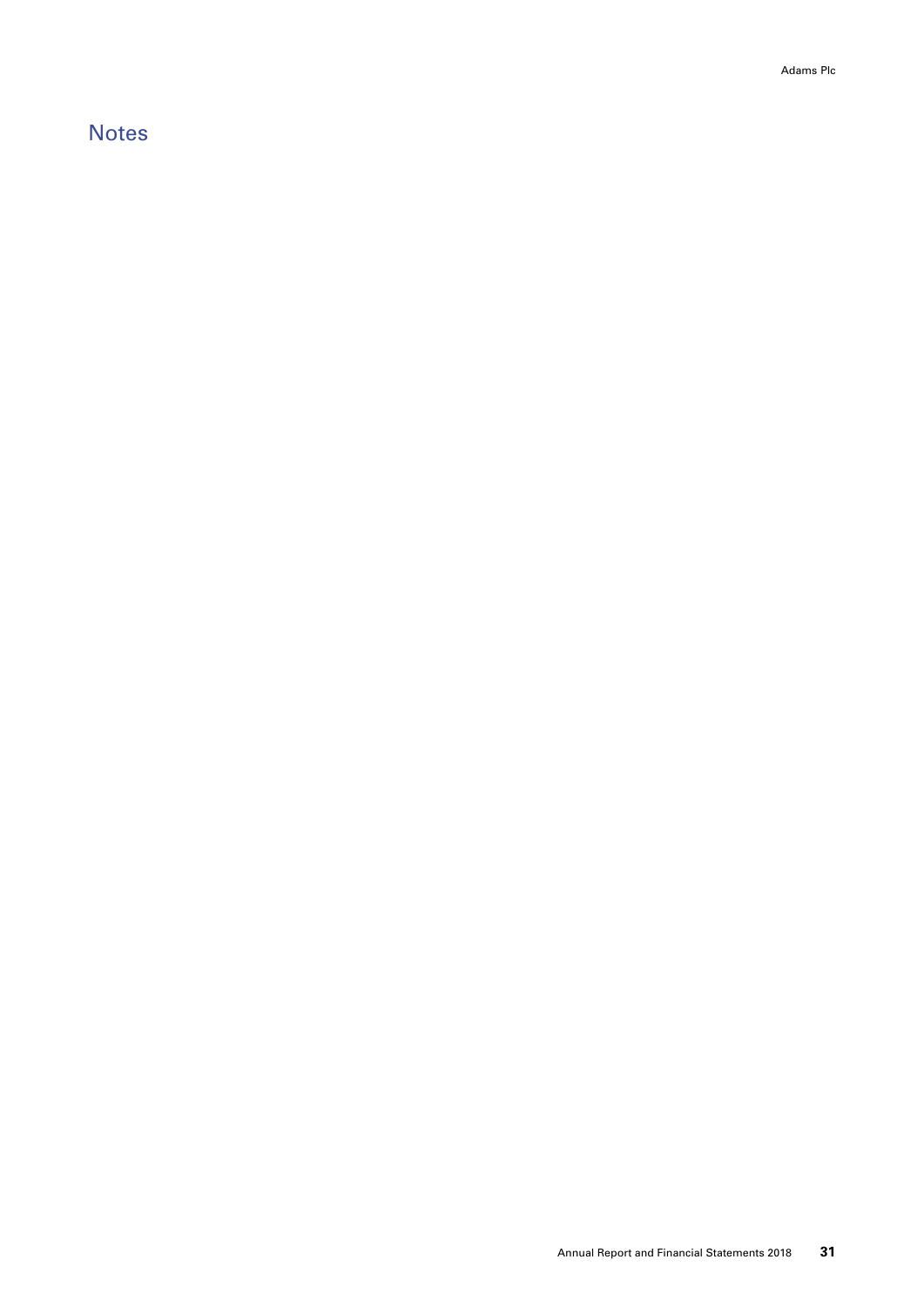# Notes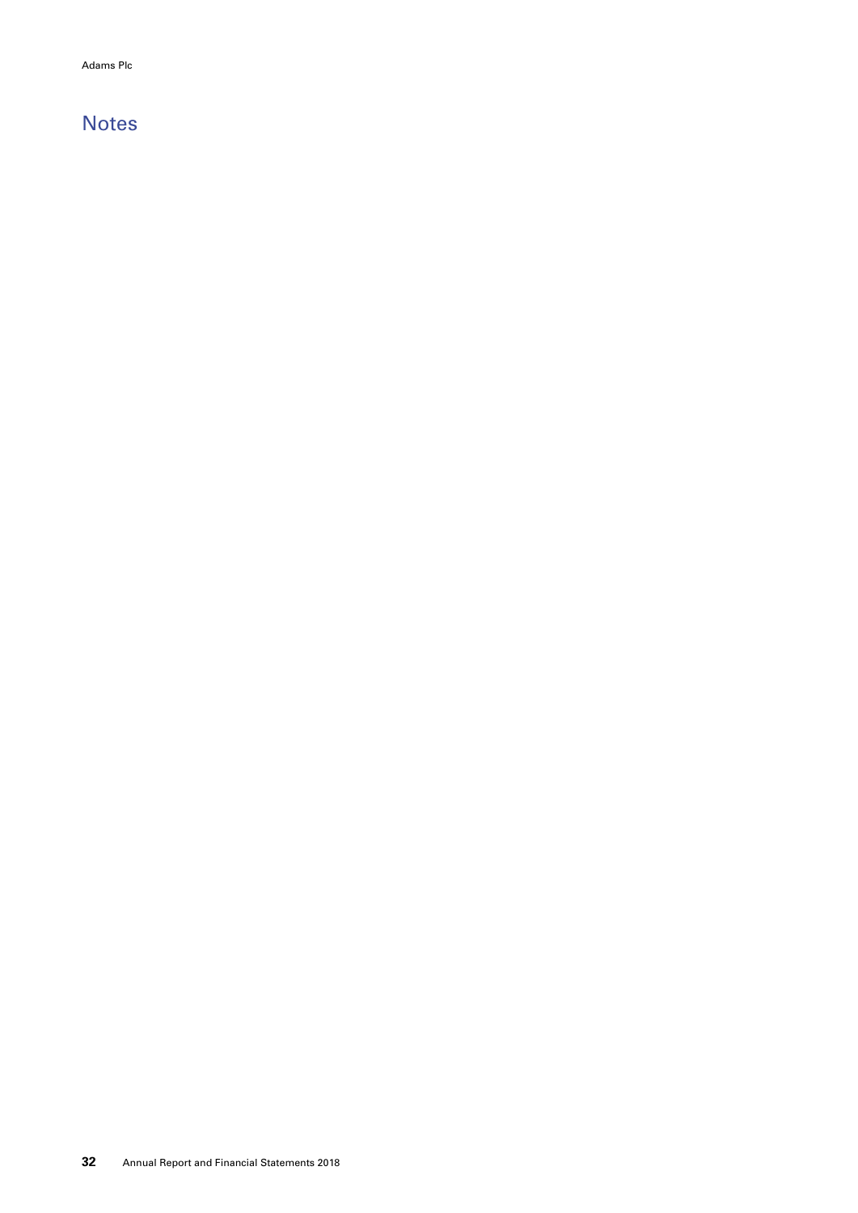# Notes